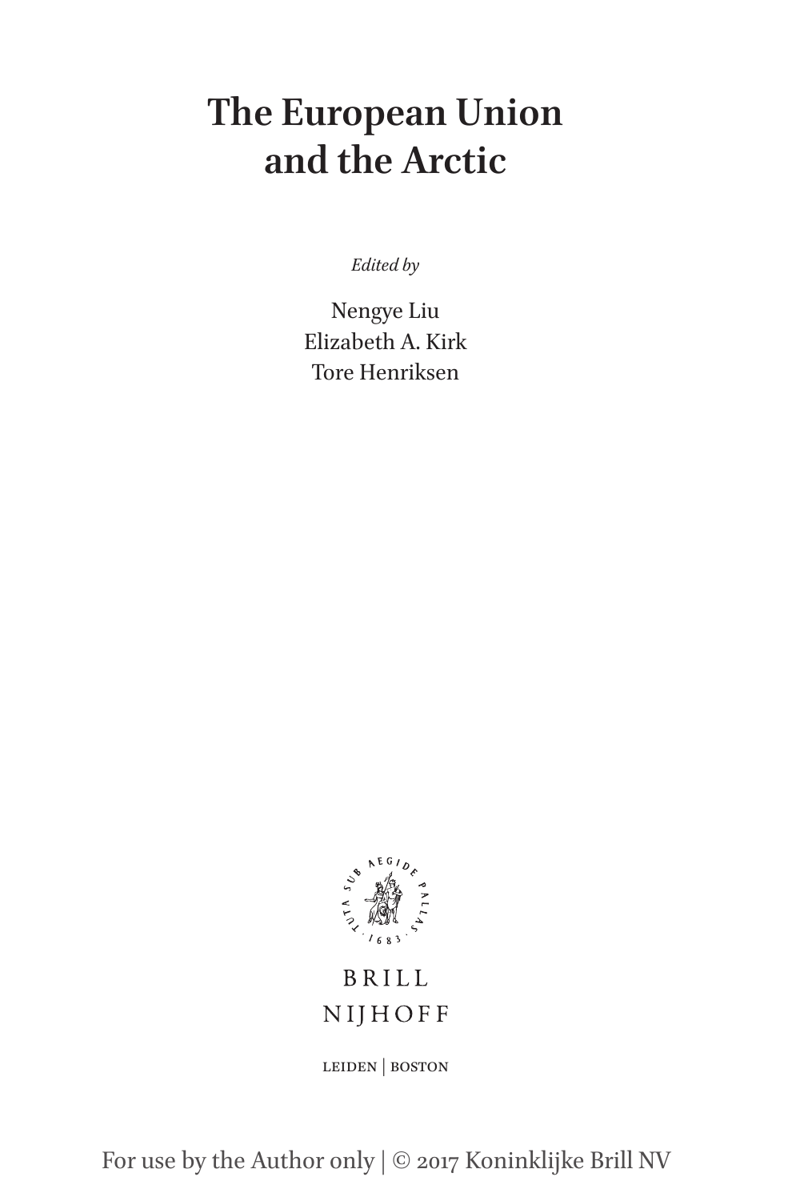# The European Union and the Arctic

*Edited by*

Nengye Liu
Elizabeth A. Kirk
Tore Henriksen

TUTA SUB AEGIDE PALLAS · 1683 ·

BRILL
NIJHOFF

LEIDEN | BOSTON

For use by the Author only | © 2017 Koninklijke Brill NV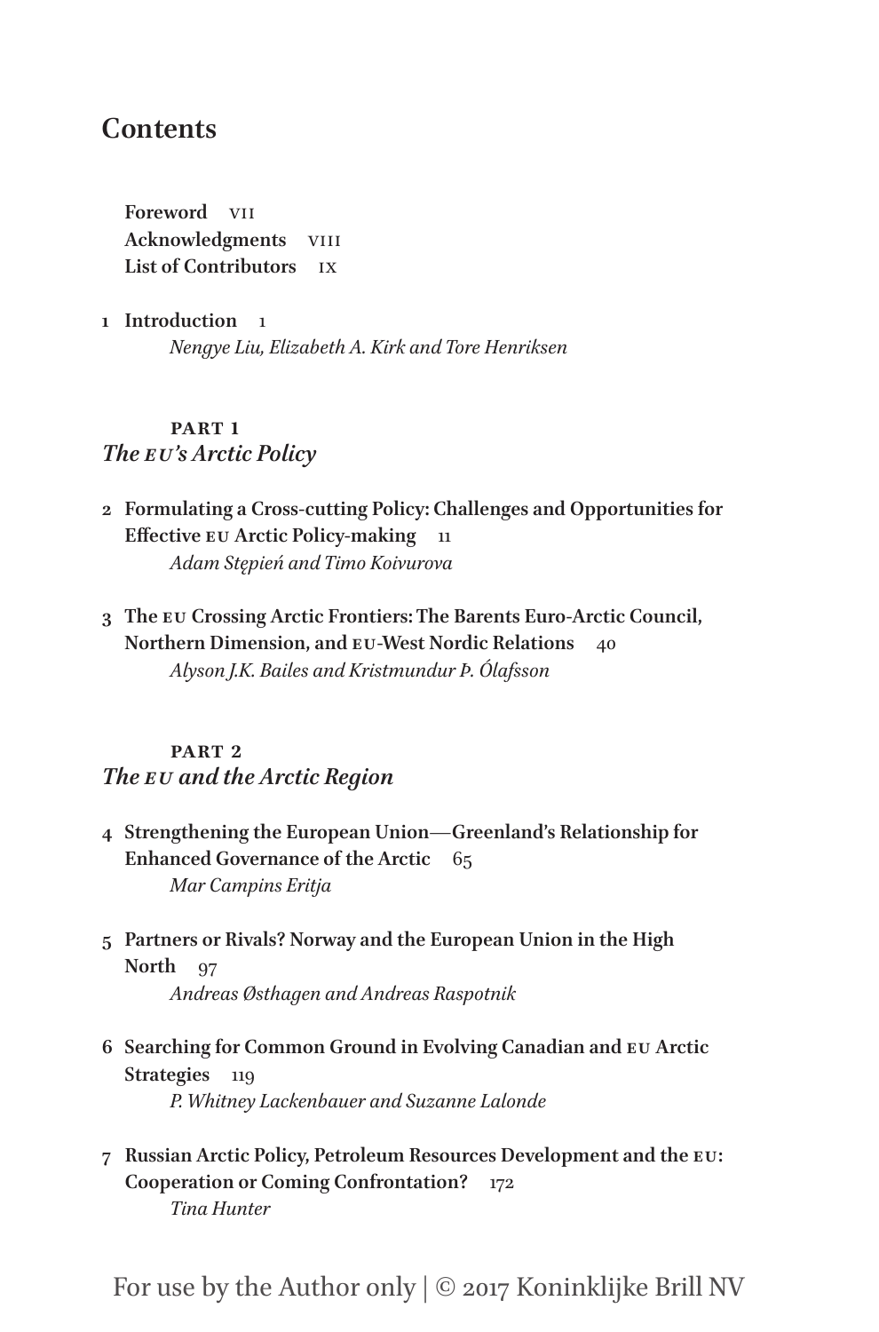# Contents

**Foreword** VII
**Acknowledgments** VIII
**List of Contributors** IX

1 **Introduction** 1
*Nengye Liu, Elizabeth A. Kirk and Tore Henriksen*

## PART 1
## *The EU's Arctic Policy*

2 **Formulating a Cross-cutting Policy: Challenges and Opportunities for Effective EU Arctic Policy-making** 11
*Adam Stępień and Timo Koivurova*

3 **The EU Crossing Arctic Frontiers: The Barents Euro-Arctic Council, Northern Dimension, and EU-West Nordic Relations** 40
*Alyson J.K. Bailes and Kristmundur Þ. Ólafsson*

## PART 2
## *The EU and the Arctic Region*

4 **Strengthening the European Union—Greenland's Relationship for Enhanced Governance of the Arctic** 65
*Mar Campins Eritja*

5 **Partners or Rivals? Norway and the European Union in the High North** 97
*Andreas Østhagen and Andreas Raspotnik*

6 **Searching for Common Ground in Evolving Canadian and EU Arctic Strategies** 119
*P. Whitney Lackenbauer and Suzanne Lalonde*

7 **Russian Arctic Policy, Petroleum Resources Development and the EU: Cooperation or Coming Confrontation?** 172
*Tina Hunter*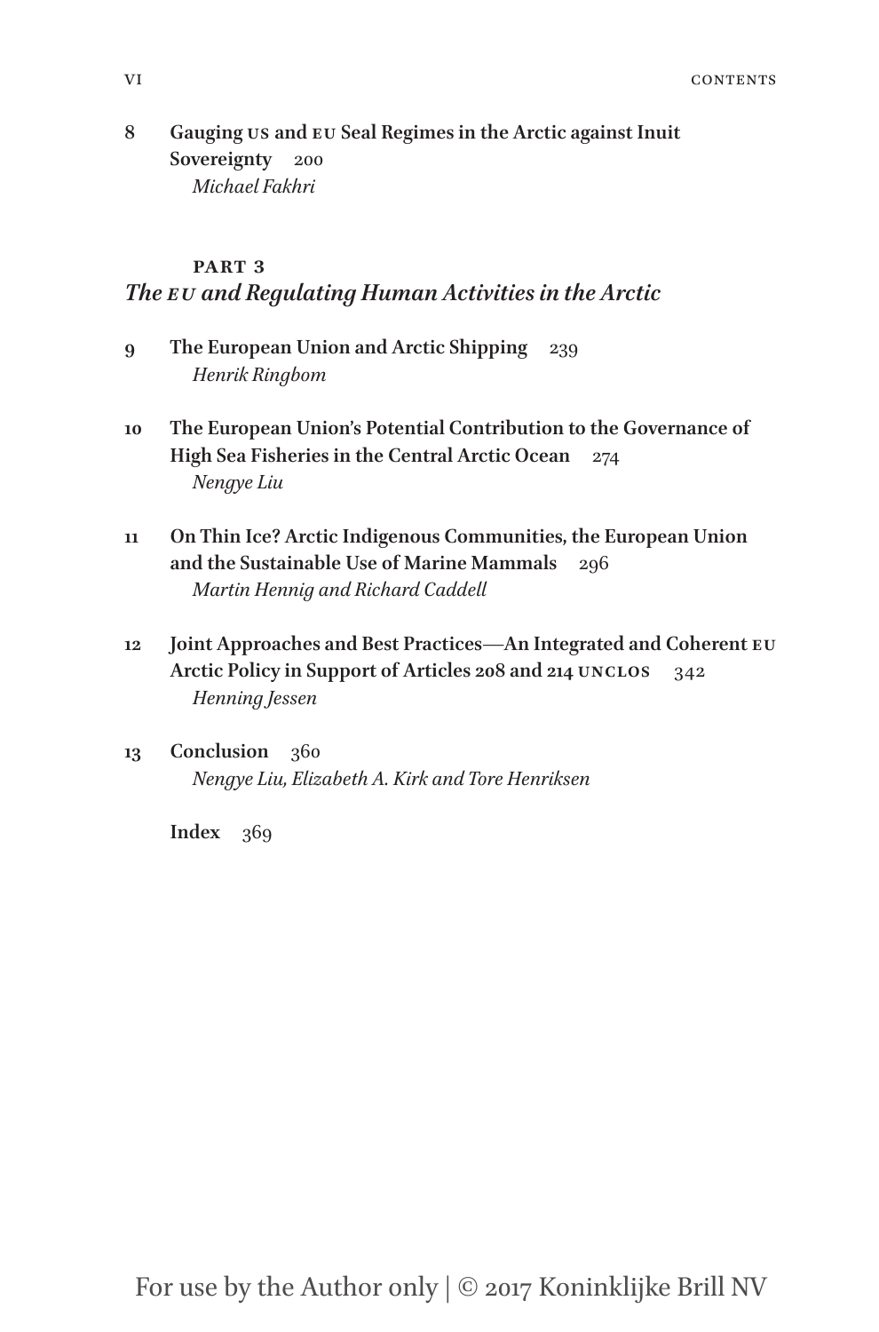8 **Gauging US and EU Seal Regimes in the Arctic against Inuit Sovereignty** 200
*Michael Fakhri*

**PART 3**
## *The EU and Regulating Human Activities in the Arctic*

9 **The European Union and Arctic Shipping** 239
*Henrik Ringbom*

10 **The European Union's Potential Contribution to the Governance of High Sea Fisheries in the Central Arctic Ocean** 274
*Nengye Liu*

11 **On Thin Ice? Arctic Indigenous Communities, the European Union and the Sustainable Use of Marine Mammals** 296
*Martin Hennig and Richard Caddell*

12 **Joint Approaches and Best Practices—An Integrated and Coherent EU Arctic Policy in Support of Articles 208 and 214 UNCLOS** 342
*Henning Jessen*

13 **Conclusion** 360
*Nengye Liu, Elizabeth A. Kirk and Tore Henriksen*

**Index** 369

For use by the Author only | © 2017 Koninklijke Brill NV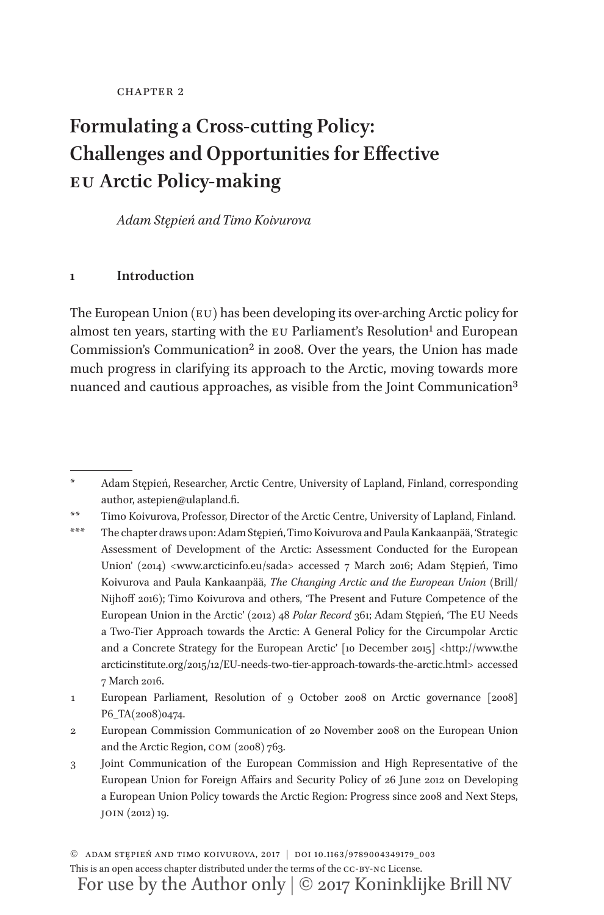CHAPTER 2

# Formulating a Cross-cutting Policy: Challenges and Opportunities for Effective EU Arctic Policy-making

*Adam Stępień and Timo Koivurova*

## 1 Introduction

The European Union (EU) has been developing its over-arching Arctic policy for almost ten years, starting with the EU Parliament's Resolution[1] and European Commission's Communication[2] in 2008. Over the years, the Union has made much progress in clarifying its approach to the Arctic, moving towards more nuanced and cautious approaches, as visible from the Joint Communication[3]

---

\* Adam Stępień, Researcher, Arctic Centre, University of Lapland, Finland, corresponding author, astepien@ulapland.fi.

\*\* Timo Koivurova, Professor, Director of the Arctic Centre, University of Lapland, Finland.

\*\*\* The chapter draws upon: Adam Stępień, Timo Koivurova and Paula Kankaanpää, 'Strategic Assessment of Development of the Arctic: Assessment Conducted for the European Union' (2014) <www.arcticinfo.eu/sada> accessed 7 March 2016; Adam Stępień, Timo Koivurova and Paula Kankaanpää, *The Changing Arctic and the European Union* (Brill/Nijhoff 2016); Timo Koivurova and others, 'The Present and Future Competence of the European Union in the Arctic' (2012) 48 *Polar Record* 361; Adam Stępień, 'The EU Needs a Two-Tier Approach towards the Arctic: A General Policy for the Circumpolar Arctic and a Concrete Strategy for the European Arctic' [10 December 2015] <http://www.thearcticinstitute.org/2015/12/EU-needs-two-tier-approach-towards-the-arctic.html> accessed 7 March 2016.

1 European Parliament, Resolution of 9 October 2008 on Arctic governance [2008] P6_TA(2008)0474.

2 European Commission Communication of 20 November 2008 on the European Union and the Arctic Region, COM (2008) 763.

3 Joint Communication of the European Commission and High Representative of the European Union for Foreign Affairs and Security Policy of 26 June 2012 on Developing a European Union Policy towards the Arctic Region: Progress since 2008 and Next Steps, JOIN (2012) 19.

© ADAM STĘPIEŃ AND TIMO KOIVUROVA, 2017 | DOI 10.1163/9789004349179_003
This is an open access chapter distributed under the terms of the CC-BY-NC License.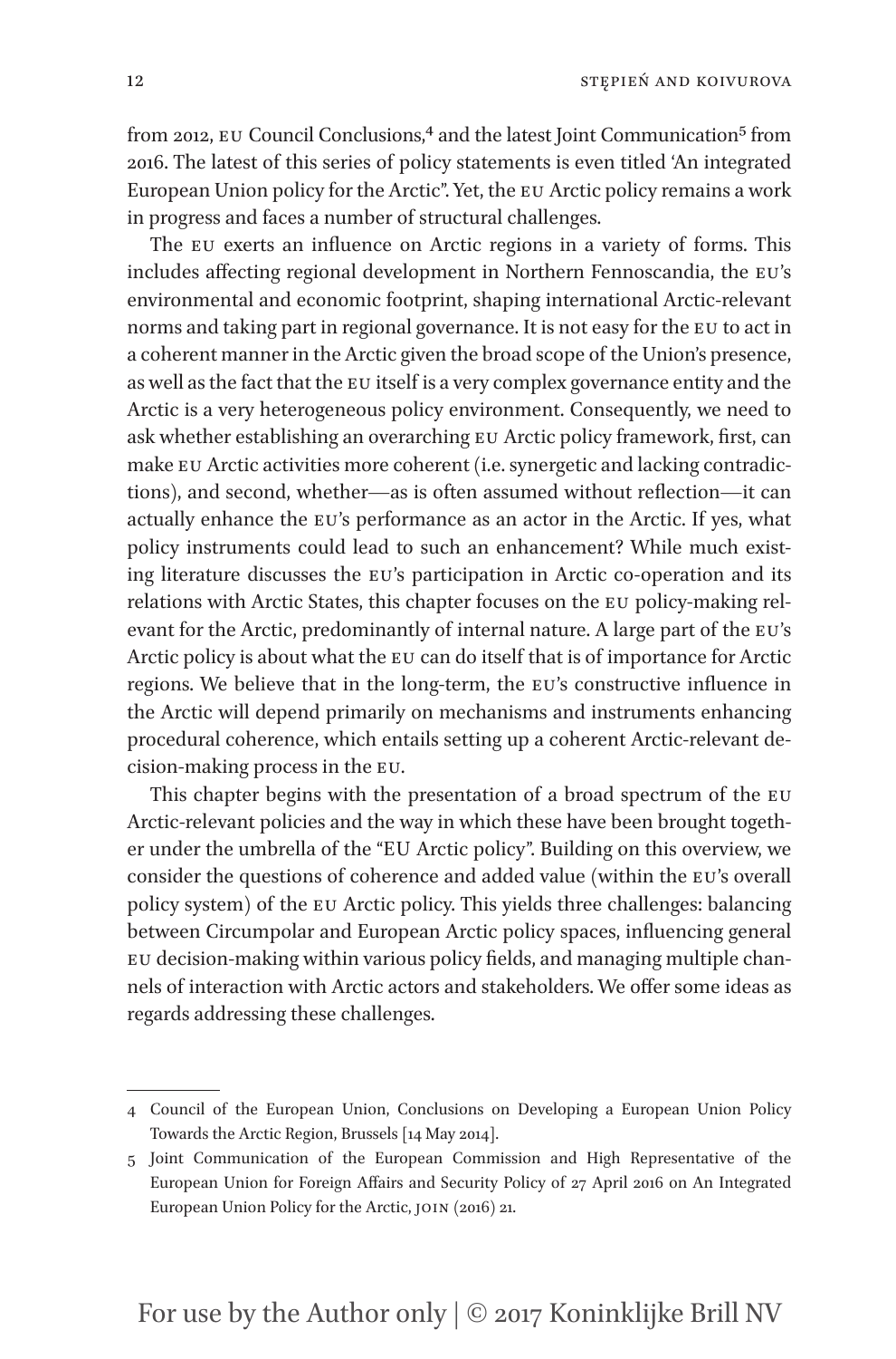from 2012, EU Council Conclusions,[4] and the latest Joint Communication[5] from 2016. The latest of this series of policy statements is even titled 'An integrated European Union policy for the Arctic". Yet, the EU Arctic policy remains a work in progress and faces a number of structural challenges.

The EU exerts an influence on Arctic regions in a variety of forms. This includes affecting regional development in Northern Fennoscandia, the EU's environmental and economic footprint, shaping international Arctic-relevant norms and taking part in regional governance. It is not easy for the EU to act in a coherent manner in the Arctic given the broad scope of the Union's presence, as well as the fact that the EU itself is a very complex governance entity and the Arctic is a very heterogeneous policy environment. Consequently, we need to ask whether establishing an overarching EU Arctic policy framework, first, can make EU Arctic activities more coherent (i.e. synergetic and lacking contradictions), and second, whether—as is often assumed without reflection—it can actually enhance the EU's performance as an actor in the Arctic. If yes, what policy instruments could lead to such an enhancement? While much existing literature discusses the EU's participation in Arctic co-operation and its relations with Arctic States, this chapter focuses on the EU policy-making relevant for the Arctic, predominantly of internal nature. A large part of the EU's Arctic policy is about what the EU can do itself that is of importance for Arctic regions. We believe that in the long-term, the EU's constructive influence in the Arctic will depend primarily on mechanisms and instruments enhancing procedural coherence, which entails setting up a coherent Arctic-relevant decision-making process in the EU.

This chapter begins with the presentation of a broad spectrum of the EU Arctic-relevant policies and the way in which these have been brought together under the umbrella of the "EU Arctic policy". Building on this overview, we consider the questions of coherence and added value (within the EU's overall policy system) of the EU Arctic policy. This yields three challenges: balancing between Circumpolar and European Arctic policy spaces, influencing general EU decision-making within various policy fields, and managing multiple channels of interaction with Arctic actors and stakeholders. We offer some ideas as regards addressing these challenges.

---

4 Council of the European Union, Conclusions on Developing a European Union Policy Towards the Arctic Region, Brussels [14 May 2014].

5 Joint Communication of the European Commission and High Representative of the European Union for Foreign Affairs and Security Policy of 27 April 2016 on An Integrated European Union Policy for the Arctic, JOIN (2016) 21.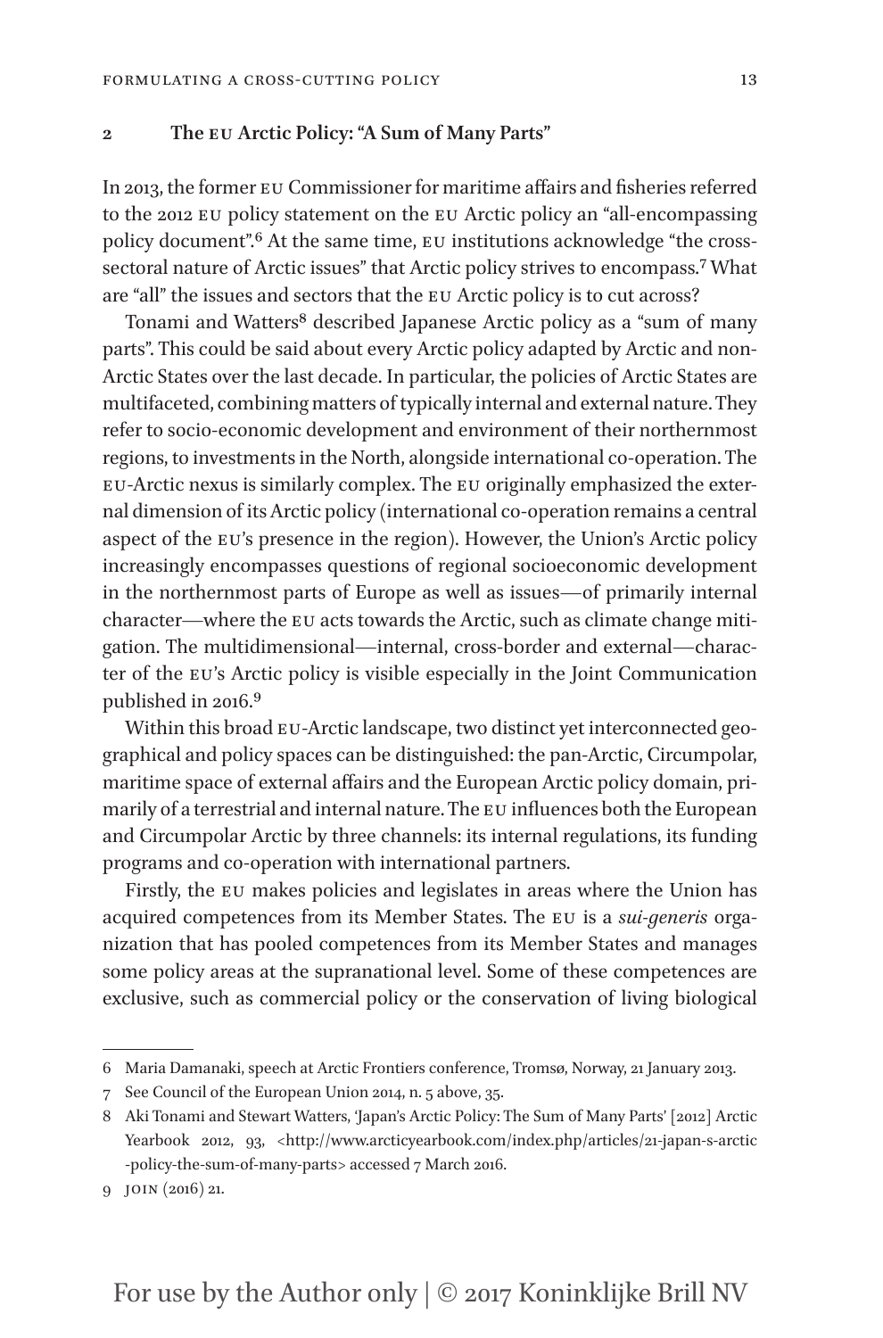## 2 The EU Arctic Policy: "A Sum of Many Parts"

In 2013, the former EU Commissioner for maritime affairs and fisheries referred to the 2012 EU policy statement on the EU Arctic policy an "all-encompassing policy document".[6] At the same time, EU institutions acknowledge "the cross-sectoral nature of Arctic issues" that Arctic policy strives to encompass.[7] What are "all" the issues and sectors that the EU Arctic policy is to cut across?

Tonami and Watters[8] described Japanese Arctic policy as a "sum of many parts". This could be said about every Arctic policy adapted by Arctic and non-Arctic States over the last decade. In particular, the policies of Arctic States are multifaceted, combining matters of typically internal and external nature. They refer to socio-economic development and environment of their northernmost regions, to investments in the North, alongside international co-operation. The EU-Arctic nexus is similarly complex. The EU originally emphasized the external dimension of its Arctic policy (international co-operation remains a central aspect of the EU's presence in the region). However, the Union's Arctic policy increasingly encompasses questions of regional socioeconomic development in the northernmost parts of Europe as well as issues—of primarily internal character—where the EU acts towards the Arctic, such as climate change mitigation. The multidimensional—internal, cross-border and external—character of the EU's Arctic policy is visible especially in the Joint Communication published in 2016.[9]

Within this broad EU-Arctic landscape, two distinct yet interconnected geographical and policy spaces can be distinguished: the pan-Arctic, Circumpolar, maritime space of external affairs and the European Arctic policy domain, primarily of a terrestrial and internal nature. The EU influences both the European and Circumpolar Arctic by three channels: its internal regulations, its funding programs and co-operation with international partners.

Firstly, the EU makes policies and legislates in areas where the Union has acquired competences from its Member States. The EU is a *sui-generis* organization that has pooled competences from its Member States and manages some policy areas at the supranational level. Some of these competences are exclusive, such as commercial policy or the conservation of living biological

---

6 Maria Damanaki, speech at Arctic Frontiers conference, Tromsø, Norway, 21 January 2013.

7 See Council of the European Union 2014, n. 5 above, 35.

8 Aki Tonami and Stewart Watters, 'Japan's Arctic Policy: The Sum of Many Parts' [2012] Arctic Yearbook 2012, 93, <http://www.arcticyearbook.com/index.php/articles/21-japan-s-arctic-policy-the-sum-of-many-parts> accessed 7 March 2016.

9 JOIN (2016) 21.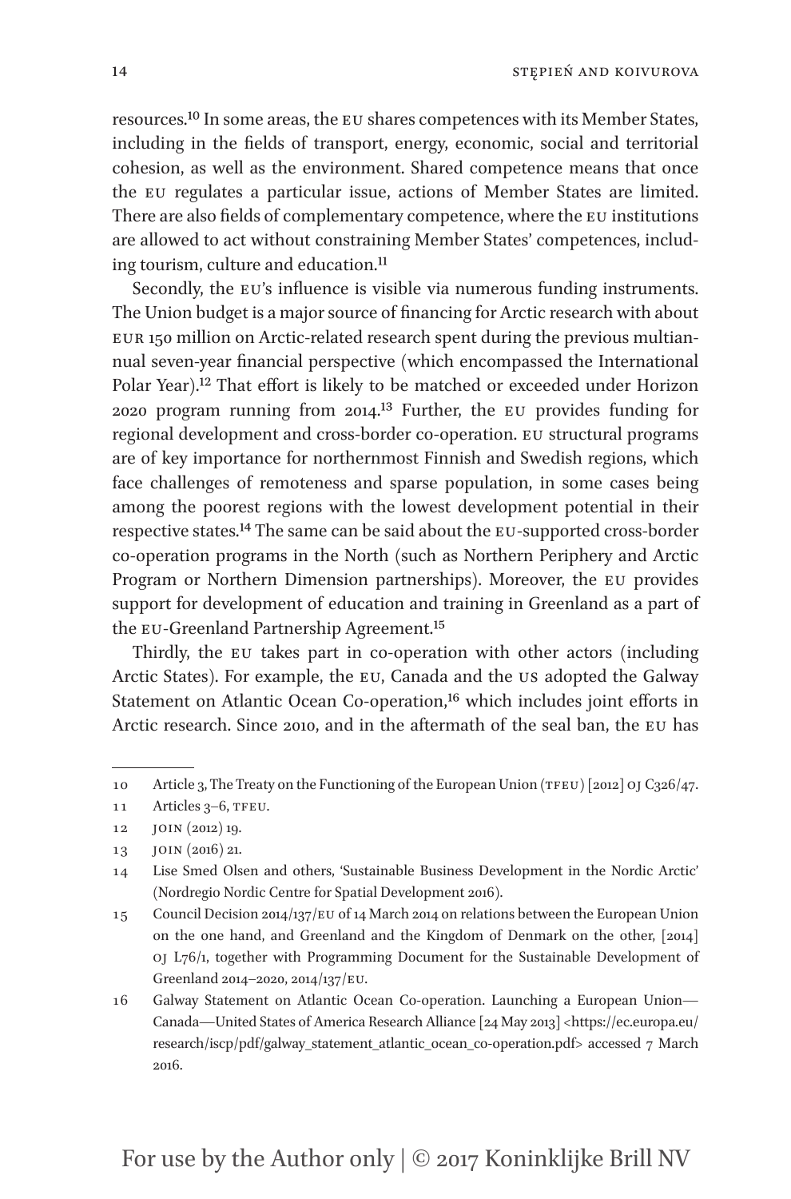resources.[10] In some areas, the EU shares competences with its Member States, including in the fields of transport, energy, economic, social and territorial cohesion, as well as the environment. Shared competence means that once the EU regulates a particular issue, actions of Member States are limited. There are also fields of complementary competence, where the EU institutions are allowed to act without constraining Member States' competences, including tourism, culture and education.[11]

Secondly, the EU's influence is visible via numerous funding instruments. The Union budget is a major source of financing for Arctic research with about EUR 150 million on Arctic-related research spent during the previous multiannual seven-year financial perspective (which encompassed the International Polar Year).[12] That effort is likely to be matched or exceeded under Horizon 2020 program running from 2014.[13] Further, the EU provides funding for regional development and cross-border co-operation. EU structural programs are of key importance for northernmost Finnish and Swedish regions, which face challenges of remoteness and sparse population, in some cases being among the poorest regions with the lowest development potential in their respective states.[14] The same can be said about the EU-supported cross-border co-operation programs in the North (such as Northern Periphery and Arctic Program or Northern Dimension partnerships). Moreover, the EU provides support for development of education and training in Greenland as a part of the EU-Greenland Partnership Agreement.[15]

Thirdly, the EU takes part in co-operation with other actors (including Arctic States). For example, the EU, Canada and the US adopted the Galway Statement on Atlantic Ocean Co-operation,[16] which includes joint efforts in Arctic research. Since 2010, and in the aftermath of the seal ban, the EU has

---

10 Article 3, The Treaty on the Functioning of the European Union (TFEU) [2012] OJ C326/47.

11 Articles 3–6, TFEU.

12 JOIN (2012) 19.

13 JOIN (2016) 21.

14 Lise Smed Olsen and others, 'Sustainable Business Development in the Nordic Arctic' (Nordregio Nordic Centre for Spatial Development 2016).

15 Council Decision 2014/137/EU of 14 March 2014 on relations between the European Union on the one hand, and Greenland and the Kingdom of Denmark on the other, [2014] OJ L76/1, together with Programming Document for the Sustainable Development of Greenland 2014–2020, 2014/137/EU.

16 Galway Statement on Atlantic Ocean Co-operation. Launching a European Union—Canada—United States of America Research Alliance [24 May 2013] <https://ec.europa.eu/research/iscp/pdf/galway_statement_atlantic_ocean_co-operation.pdf> accessed 7 March 2016.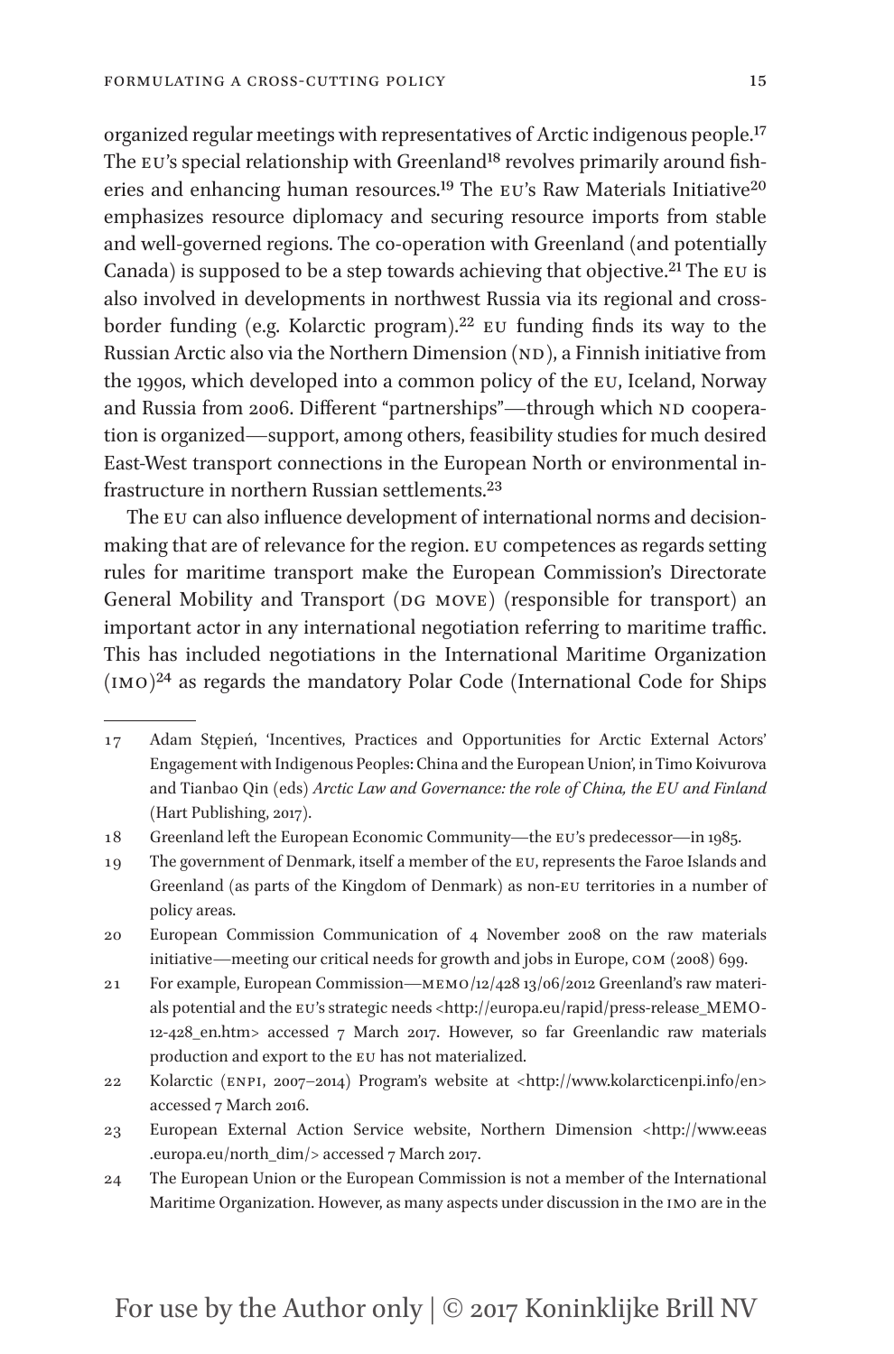organized regular meetings with representatives of Arctic indigenous people.[17] The EU's special relationship with Greenland[18] revolves primarily around fisheries and enhancing human resources.[19] The EU's Raw Materials Initiative[20] emphasizes resource diplomacy and securing resource imports from stable and well-governed regions. The co-operation with Greenland (and potentially Canada) is supposed to be a step towards achieving that objective.[21] The EU is also involved in developments in northwest Russia via its regional and cross-border funding (e.g. Kolarctic program).[22] EU funding finds its way to the Russian Arctic also via the Northern Dimension (ND), a Finnish initiative from the 1990s, which developed into a common policy of the EU, Iceland, Norway and Russia from 2006. Different "partnerships"—through which ND cooperation is organized—support, among others, feasibility studies for much desired East-West transport connections in the European North or environmental infrastructure in northern Russian settlements.[23]

The EU can also influence development of international norms and decision-making that are of relevance for the region. EU competences as regards setting rules for maritime transport make the European Commission's Directorate General Mobility and Transport (DG MOVE) (responsible for transport) an important actor in any international negotiation referring to maritime traffic. This has included negotiations in the International Maritime Organization (IMO)[24] as regards the mandatory Polar Code (International Code for Ships

---

17 Adam Stępień, 'Incentives, Practices and Opportunities for Arctic External Actors' Engagement with Indigenous Peoples: China and the European Union', in Timo Koivurova and Tianbao Qin (eds) *Arctic Law and Governance: the role of China, the EU and Finland* (Hart Publishing, 2017).

18 Greenland left the European Economic Community—the EU's predecessor—in 1985.

19 The government of Denmark, itself a member of the EU, represents the Faroe Islands and Greenland (as parts of the Kingdom of Denmark) as non-EU territories in a number of policy areas.

20 European Commission Communication of 4 November 2008 on the raw materials initiative—meeting our critical needs for growth and jobs in Europe, COM (2008) 699.

21 For example, European Commission—MEMO/12/428 13/06/2012 Greenland's raw materials potential and the EU's strategic needs <http://europa.eu/rapid/press-release_MEMO-12-428_en.htm> accessed 7 March 2017. However, so far Greenlandic raw materials production and export to the EU has not materialized.

22 Kolarctic (ENPI, 2007–2014) Program's website at <http://www.kolarcticenpi.info/en> accessed 7 March 2016.

23 European External Action Service website, Northern Dimension <http://www.eeas.europa.eu/north_dim/> accessed 7 March 2017.

24 The European Union or the European Commission is not a member of the International Maritime Organization. However, as many aspects under discussion in the IMO are in the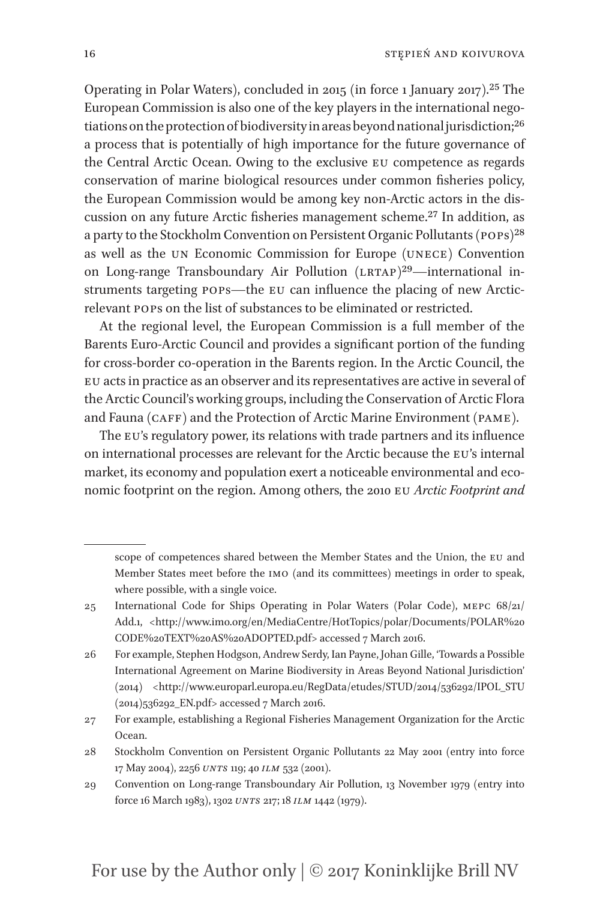Operating in Polar Waters), concluded in 2015 (in force 1 January 2017).[25] The European Commission is also one of the key players in the international negotiations on the protection of biodiversity in areas beyond national jurisdiction;[26] a process that is potentially of high importance for the future governance of the Central Arctic Ocean. Owing to the exclusive EU competence as regards conservation of marine biological resources under common fisheries policy, the European Commission would be among key non-Arctic actors in the discussion on any future Arctic fisheries management scheme.[27] In addition, as a party to the Stockholm Convention on Persistent Organic Pollutants (POPs)[28] as well as the UN Economic Commission for Europe (UNECE) Convention on Long-range Transboundary Air Pollution (LRTAP)[29]—international instruments targeting POPs—the EU can influence the placing of new Arctic-relevant POPs on the list of substances to be eliminated or restricted.

At the regional level, the European Commission is a full member of the Barents Euro-Arctic Council and provides a significant portion of the funding for cross-border co-operation in the Barents region. In the Arctic Council, the EU acts in practice as an observer and its representatives are active in several of the Arctic Council's working groups, including the Conservation of Arctic Flora and Fauna (CAFF) and the Protection of Arctic Marine Environment (PAME).

The EU's regulatory power, its relations with trade partners and its influence on international processes are relevant for the Arctic because the EU's internal market, its economy and population exert a noticeable environmental and economic footprint on the region. Among others, the 2010 EU *Arctic Footprint and*

---

scope of competences shared between the Member States and the Union, the EU and Member States meet before the IMO (and its committees) meetings in order to speak, where possible, with a single voice.

25 International Code for Ships Operating in Polar Waters (Polar Code), MEPC 68/21/Add.1, <http://www.imo.org/en/MediaCentre/HotTopics/polar/Documents/POLAR%20CODE%20TEXT%20AS%20ADOPTED.pdf> accessed 7 March 2016.

26 For example, Stephen Hodgson, Andrew Serdy, Ian Payne, Johan Gille, 'Towards a Possible International Agreement on Marine Biodiversity in Areas Beyond National Jurisdiction' (2014) <http://www.europarl.europa.eu/RegData/etudes/STUD/2014/536292/IPOL_STU(2014)536292_EN.pdf> accessed 7 March 2016.

27 For example, establishing a Regional Fisheries Management Organization for the Arctic Ocean.

28 Stockholm Convention on Persistent Organic Pollutants 22 May 2001 (entry into force 17 May 2004), 2256 *UNTS* 119; 40 *ILM* 532 (2001).

29 Convention on Long-range Transboundary Air Pollution, 13 November 1979 (entry into force 16 March 1983), 1302 *UNTS* 217; 18 *ILM* 1442 (1979).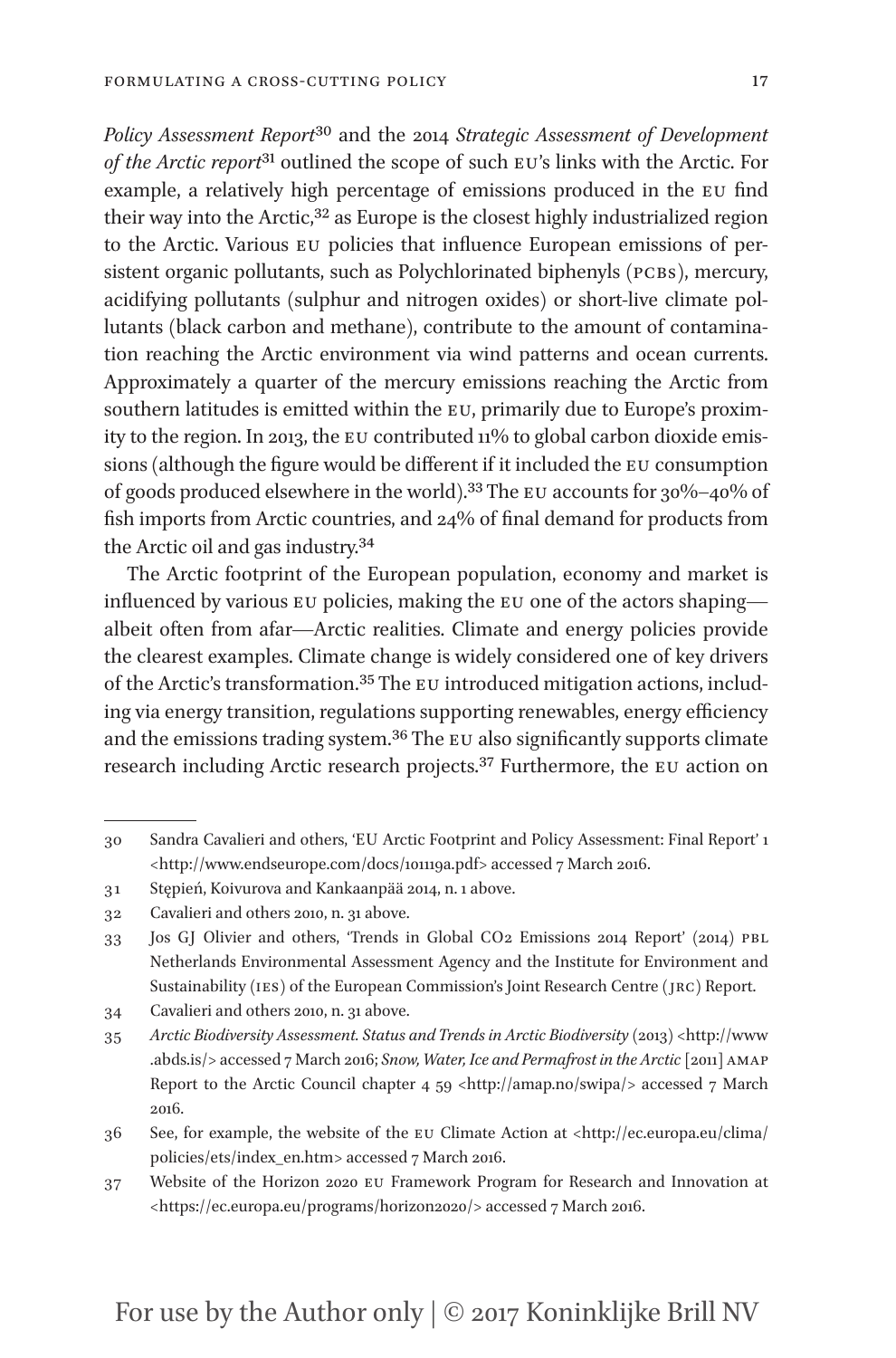*Policy Assessment Report*[30] and the 2014 *Strategic Assessment of Development of the Arctic report*[31] outlined the scope of such EU's links with the Arctic. For example, a relatively high percentage of emissions produced in the EU find their way into the Arctic,[32] as Europe is the closest highly industrialized region to the Arctic. Various EU policies that influence European emissions of persistent organic pollutants, such as Polychlorinated biphenyls (PCBs), mercury, acidifying pollutants (sulphur and nitrogen oxides) or short-live climate pollutants (black carbon and methane), contribute to the amount of contamination reaching the Arctic environment via wind patterns and ocean currents. Approximately a quarter of the mercury emissions reaching the Arctic from southern latitudes is emitted within the EU, primarily due to Europe's proximity to the region. In 2013, the EU contributed 11% to global carbon dioxide emissions (although the figure would be different if it included the EU consumption of goods produced elsewhere in the world).[33] The EU accounts for 30%–40% of fish imports from Arctic countries, and 24% of final demand for products from the Arctic oil and gas industry.[34]

The Arctic footprint of the European population, economy and market is influenced by various EU policies, making the EU one of the actors shaping—albeit often from afar—Arctic realities. Climate and energy policies provide the clearest examples. Climate change is widely considered one of key drivers of the Arctic's transformation.[35] The EU introduced mitigation actions, including via energy transition, regulations supporting renewables, energy efficiency and the emissions trading system.[36] The EU also significantly supports climate research including Arctic research projects.[37] Furthermore, the EU action on

---

30 Sandra Cavalieri and others, 'EU Arctic Footprint and Policy Assessment: Final Report' 1 <http://www.endseurope.com/docs/101119a.pdf> accessed 7 March 2016.

31 Stępień, Koivurova and Kankaanpää 2014, n. 1 above.

32 Cavalieri and others 2010, n. 31 above.

33 Jos GJ Olivier and others, 'Trends in Global $CO_2$ Emissions 2014 Report' (2014) PBL Netherlands Environmental Assessment Agency and the Institute for Environment and Sustainability (IES) of the European Commission's Joint Research Centre (JRC) Report.

34 Cavalieri and others 2010, n. 31 above.

35 *Arctic Biodiversity Assessment. Status and Trends in Arctic Biodiversity* (2013) <http://www.abds.is/> accessed 7 March 2016; *Snow, Water, Ice and Permafrost in the Arctic* [2011] AMAP Report to the Arctic Council chapter 4 59 <http://amap.no/swipa/> accessed 7 March 2016.

36 See, for example, the website of the EU Climate Action at <http://ec.europa.eu/clima/policies/ets/index_en.htm> accessed 7 March 2016.

37 Website of the Horizon 2020 EU Framework Program for Research and Innovation at <https://ec.europa.eu/programs/horizon2020/> accessed 7 March 2016.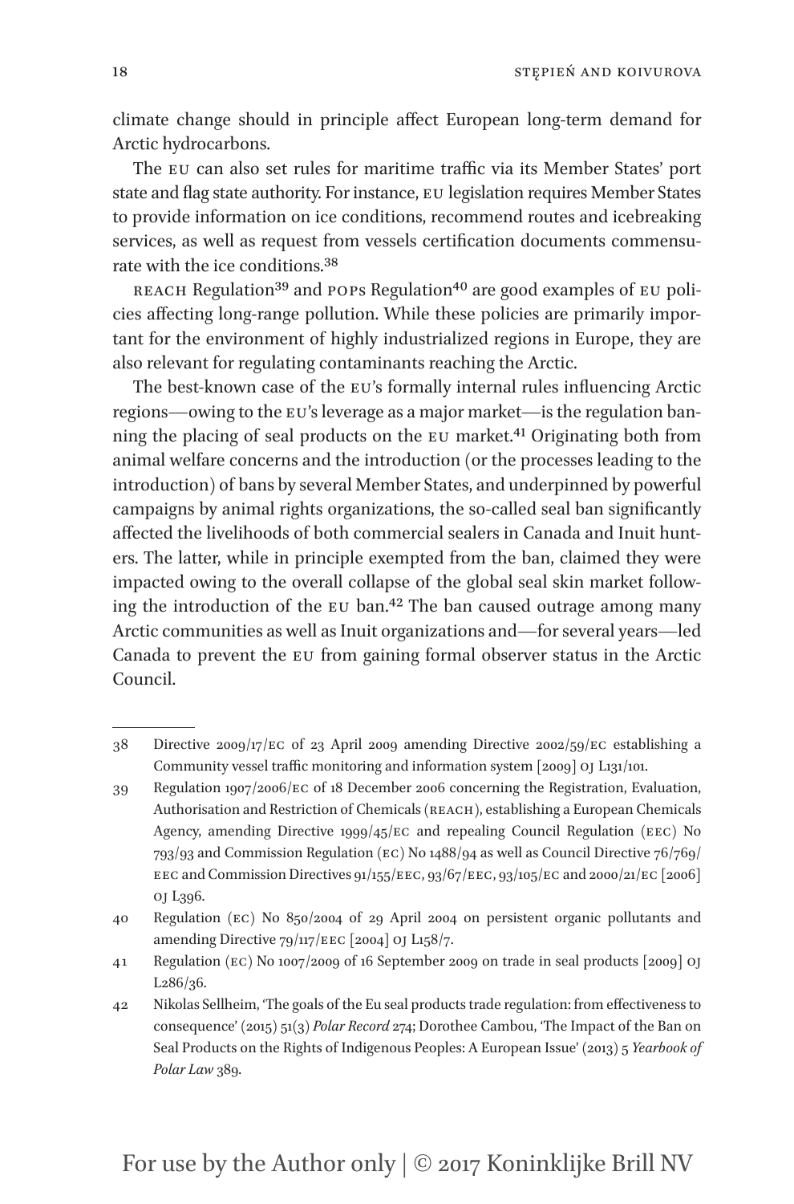climate change should in principle affect European long-term demand for Arctic hydrocarbons.

The EU can also set rules for maritime traffic via its Member States' port state and flag state authority. For instance, EU legislation requires Member States to provide information on ice conditions, recommend routes and icebreaking services, as well as request from vessels certification documents commensurate with the ice conditions.[38]

REACH Regulation[39] and POPs Regulation[40] are good examples of EU policies affecting long-range pollution. While these policies are primarily important for the environment of highly industrialized regions in Europe, they are also relevant for regulating contaminants reaching the Arctic.

The best-known case of the EU's formally internal rules influencing Arctic regions—owing to the EU's leverage as a major market—is the regulation banning the placing of seal products on the EU market.[41] Originating both from animal welfare concerns and the introduction (or the processes leading to the introduction) of bans by several Member States, and underpinned by powerful campaigns by animal rights organizations, the so-called seal ban significantly affected the livelihoods of both commercial sealers in Canada and Inuit hunters. The latter, while in principle exempted from the ban, claimed they were impacted owing to the overall collapse of the global seal skin market following the introduction of the EU ban.[42] The ban caused outrage among many Arctic communities as well as Inuit organizations and—for several years—led Canada to prevent the EU from gaining formal observer status in the Arctic Council.

---

38 Directive 2009/17/EC of 23 April 2009 amending Directive 2002/59/EC establishing a Community vessel traffic monitoring and information system [2009] OJ L131/101.

39 Regulation 1907/2006/EC of 18 December 2006 concerning the Registration, Evaluation, Authorisation and Restriction of Chemicals (REACH), establishing a European Chemicals Agency, amending Directive 1999/45/EC and repealing Council Regulation (EEC) No 793/93 and Commission Regulation (EC) No 1488/94 as well as Council Directive 76/769/EEC and Commission Directives 91/155/EEC, 93/67/EEC, 93/105/EC and 2000/21/EC [2006] OJ L396.

40 Regulation (EC) No 850/2004 of 29 April 2004 on persistent organic pollutants and amending Directive 79/117/EEC [2004] OJ L158/7.

41 Regulation (EC) No 1007/2009 of 16 September 2009 on trade in seal products [2009] OJ L286/36.

42 Nikolas Sellheim, 'The goals of the Eu seal products trade regulation: from effectiveness to consequence' (2015) 51(3) *Polar Record* 274; Dorothee Cambou, 'The Impact of the Ban on Seal Products on the Rights of Indigenous Peoples: A European Issue' (2013) 5 *Yearbook of Polar Law* 389.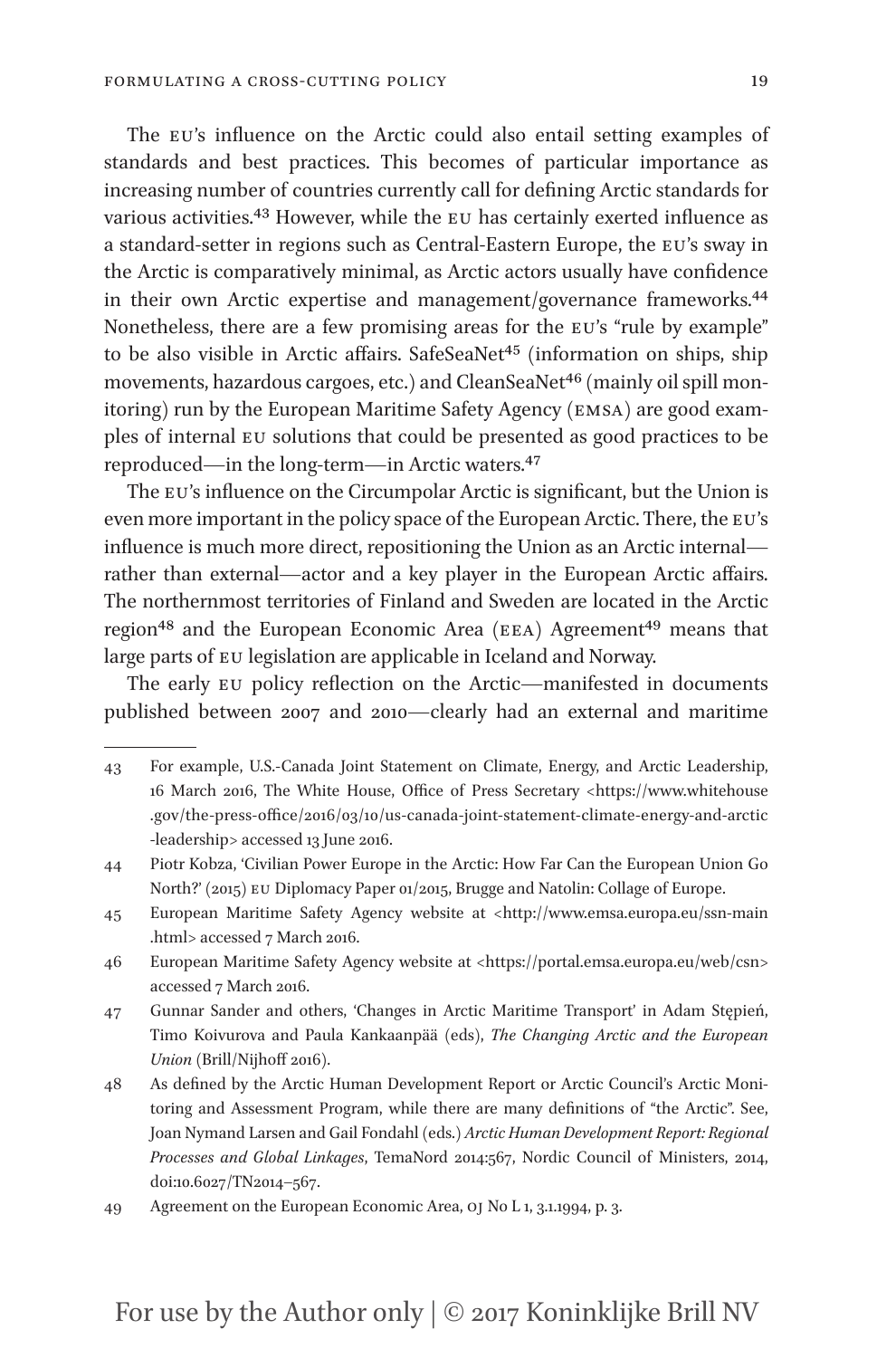The EU's influence on the Arctic could also entail setting examples of standards and best practices. This becomes of particular importance as increasing number of countries currently call for defining Arctic standards for various activities.[43] However, while the EU has certainly exerted influence as a standard-setter in regions such as Central-Eastern Europe, the EU's sway in the Arctic is comparatively minimal, as Arctic actors usually have confidence in their own Arctic expertise and management/governance frameworks.[44] Nonetheless, there are a few promising areas for the EU's "rule by example" to be also visible in Arctic affairs. SafeSeaNet[45] (information on ships, ship movements, hazardous cargoes, etc.) and CleanSeaNet[46] (mainly oil spill monitoring) run by the European Maritime Safety Agency (EMSA) are good examples of internal EU solutions that could be presented as good practices to be reproduced—in the long-term—in Arctic waters.[47]

The EU's influence on the Circumpolar Arctic is significant, but the Union is even more important in the policy space of the European Arctic. There, the EU's influence is much more direct, repositioning the Union as an Arctic internal—rather than external—actor and a key player in the European Arctic affairs. The northernmost territories of Finland and Sweden are located in the Arctic region[48] and the European Economic Area (EEA) Agreement[49] means that large parts of EU legislation are applicable in Iceland and Norway.

The early EU policy reflection on the Arctic—manifested in documents published between 2007 and 2010—clearly had an external and maritime

---

43 For example, U.S.-Canada Joint Statement on Climate, Energy, and Arctic Leadership, 16 March 2016, The White House, Office of Press Secretary <https://www.whitehouse.gov/the-press-office/2016/03/10/us-canada-joint-statement-climate-energy-and-arctic-leadership> accessed 13 June 2016.

44 Piotr Kobza, 'Civilian Power Europe in the Arctic: How Far Can the European Union Go North?' (2015) EU Diplomacy Paper 01/2015, Brugge and Natolin: Collage of Europe.

45 European Maritime Safety Agency website at <http://www.emsa.europa.eu/ssn-main.html> accessed 7 March 2016.

46 European Maritime Safety Agency website at <https://portal.emsa.europa.eu/web/csn> accessed 7 March 2016.

47 Gunnar Sander and others, 'Changes in Arctic Maritime Transport' in Adam Stępień, Timo Koivurova and Paula Kankaanpää (eds), *The Changing Arctic and the European Union* (Brill/Nijhoff 2016).

48 As defined by the Arctic Human Development Report or Arctic Council's Arctic Monitoring and Assessment Program, while there are many definitions of "the Arctic". See, Joan Nymand Larsen and Gail Fondahl (eds.) *Arctic Human Development Report: Regional Processes and Global Linkages*, TemaNord 2014:567, Nordic Council of Ministers, 2014, doi:10.6027/TN2014–567.

49 Agreement on the European Economic Area, OJ No L 1, 3.1.1994, p. 3.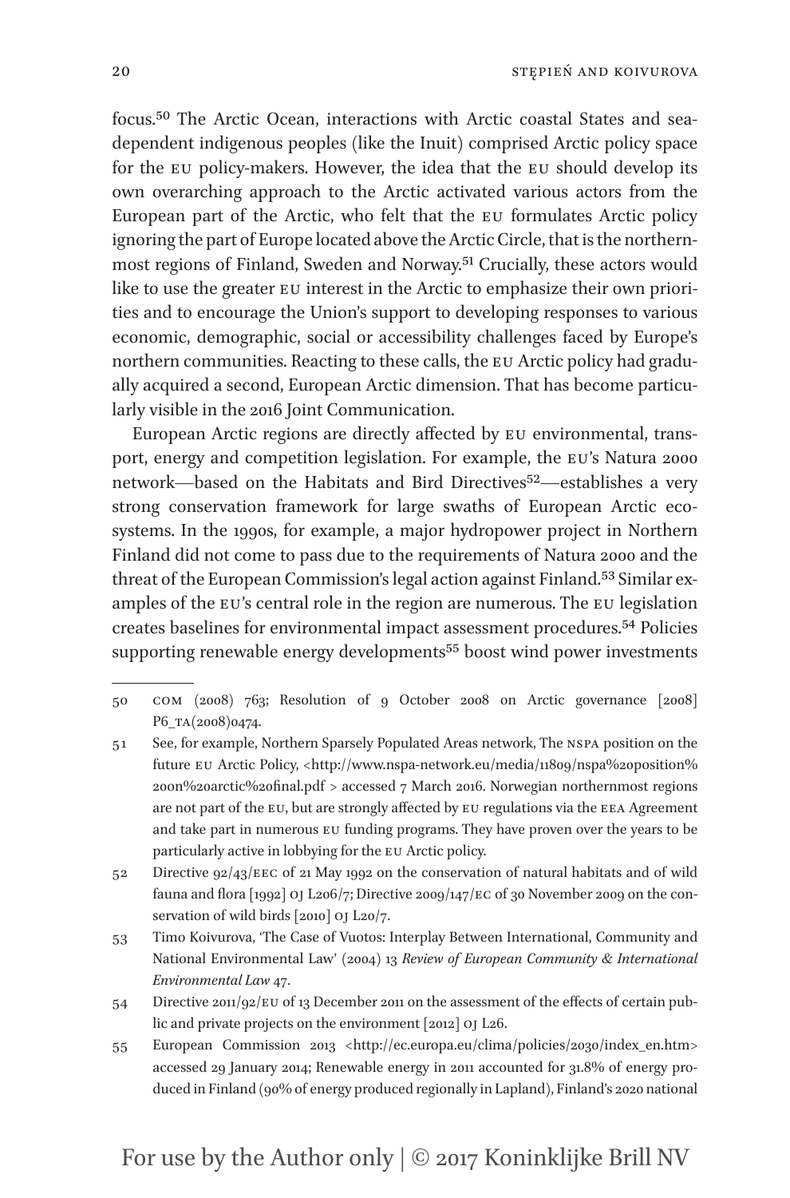focus.[50] The Arctic Ocean, interactions with Arctic coastal States and sea-dependent indigenous peoples (like the Inuit) comprised Arctic policy space for the EU policy-makers. However, the idea that the EU should develop its own overarching approach to the Arctic activated various actors from the European part of the Arctic, who felt that the EU formulates Arctic policy ignoring the part of Europe located above the Arctic Circle, that is the northernmost regions of Finland, Sweden and Norway.[51] Crucially, these actors would like to use the greater EU interest in the Arctic to emphasize their own priorities and to encourage the Union's support to developing responses to various economic, demographic, social or accessibility challenges faced by Europe's northern communities. Reacting to these calls, the EU Arctic policy had gradually acquired a second, European Arctic dimension. That has become particularly visible in the 2016 Joint Communication.

European Arctic regions are directly affected by EU environmental, transport, energy and competition legislation. For example, the EU's Natura 2000 network—based on the Habitats and Bird Directives[52]—establishes a very strong conservation framework for large swaths of European Arctic ecosystems. In the 1990s, for example, a major hydropower project in Northern Finland did not come to pass due to the requirements of Natura 2000 and the threat of the European Commission's legal action against Finland.[53] Similar examples of the EU's central role in the region are numerous. The EU legislation creates baselines for environmental impact assessment procedures.[54] Policies supporting renewable energy developments[55] boost wind power investments

---

50 COM (2008) 763; Resolution of 9 October 2008 on Arctic governance [2008] P6_TA(2008)0474.

51 See, for example, Northern Sparsely Populated Areas network, The NSPA position on the future EU Arctic Policy, <http://www.nspa-network.eu/media/11809/nspa%20position%20on%20arctic%20final.pdf > accessed 7 March 2016. Norwegian northernmost regions are not part of the EU, but are strongly affected by EU regulations via the EEA Agreement and take part in numerous EU funding programs. They have proven over the years to be particularly active in lobbying for the EU Arctic policy.

52 Directive 92/43/EEC of 21 May 1992 on the conservation of natural habitats and of wild fauna and flora [1992] OJ L206/7; Directive 2009/147/EC of 30 November 2009 on the conservation of wild birds [2010] OJ L20/7.

53 Timo Koivurova, 'The Case of Vuotos: Interplay Between International, Community and National Environmental Law' (2004) 13 *Review of European Community & International Environmental Law* 47.

54 Directive 2011/92/EU of 13 December 2011 on the assessment of the effects of certain public and private projects on the environment [2012] OJ L26.

55 European Commission 2013 <http://ec.europa.eu/clima/policies/2030/index_en.htm> accessed 29 January 2014; Renewable energy in 2011 accounted for 31.8% of energy produced in Finland (90% of energy produced regionally in Lapland), Finland's 2020 national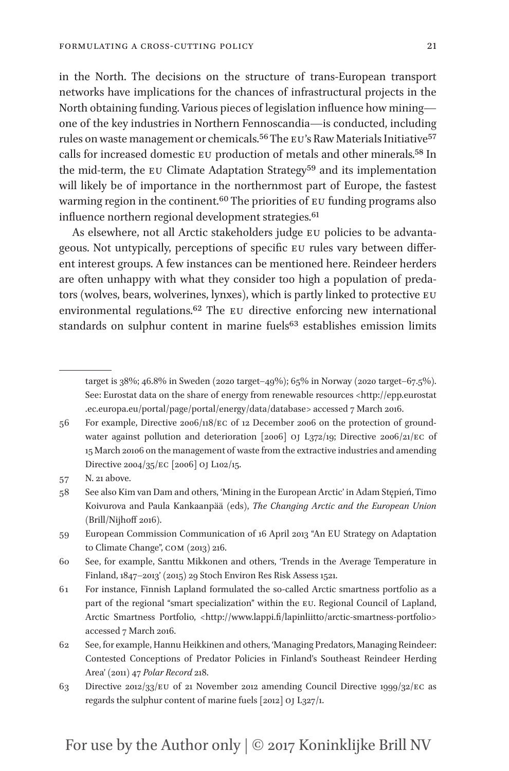in the North. The decisions on the structure of trans-European transport networks have implications for the chances of infrastructural projects in the North obtaining funding. Various pieces of legislation influence how mining—one of the key industries in Northern Fennoscandia—is conducted, including rules on waste management or chemicals.[56] The EU's Raw Materials Initiative[57] calls for increased domestic EU production of metals and other minerals.[58] In the mid-term, the EU Climate Adaptation Strategy[59] and its implementation will likely be of importance in the northernmost part of Europe, the fastest warming region in the continent.[60] The priorities of EU funding programs also influence northern regional development strategies.[61]

As elsewhere, not all Arctic stakeholders judge EU policies to be advantageous. Not untypically, perceptions of specific EU rules vary between different interest groups. A few instances can be mentioned here. Reindeer herders are often unhappy with what they consider too high a population of predators (wolves, bears, wolverines, lynxes), which is partly linked to protective EU environmental regulations.[62] The EU directive enforcing new international standards on sulphur content in marine fuels[63] establishes emission limits

---

target is 38%; 46.8% in Sweden (2020 target–49%); 65% in Norway (2020 target–67.5%). See: Eurostat data on the share of energy from renewable resources <http://epp.eurostat.ec.europa.eu/portal/page/portal/energy/data/database> accessed 7 March 2016.

56 For example, Directive 2006/118/EC of 12 December 2006 on the protection of groundwater against pollution and deterioration [2006] OJ L372/19; Directive 2006/21/EC of 15 March 20106 on the management of waste from the extractive industries and amending Directive 2004/35/EC [2006] OJ L102/15.

57 N. 21 above.

58 See also Kim van Dam and others, 'Mining in the European Arctic' in Adam Stępień, Timo Koivurova and Paula Kankaanpää (eds), *The Changing Arctic and the European Union* (Brill/Nijhoff 2016).

59 European Commission Communication of 16 April 2013 "An EU Strategy on Adaptation to Climate Change", COM (2013) 216.

60 See, for example, Santtu Mikkonen and others, 'Trends in the Average Temperature in Finland, 1847–2013' (2015) 29 Stoch Environ Res Risk Assess 1521.

61 For instance, Finnish Lapland formulated the so-called Arctic smartness portfolio as a part of the regional "smart specialization" within the EU. Regional Council of Lapland, Arctic Smartness Portfolio, <http://www.lappi.fi/lapinliitto/arctic-smartness-portfolio> accessed 7 March 2016.

62 See, for example, Hannu Heikkinen and others, 'Managing Predators, Managing Reindeer: Contested Conceptions of Predator Policies in Finland's Southeast Reindeer Herding Area' (2011) 47 *Polar Record* 218.

63 Directive 2012/33/EU of 21 November 2012 amending Council Directive 1999/32/EC as regards the sulphur content of marine fuels [2012] OJ L327/1.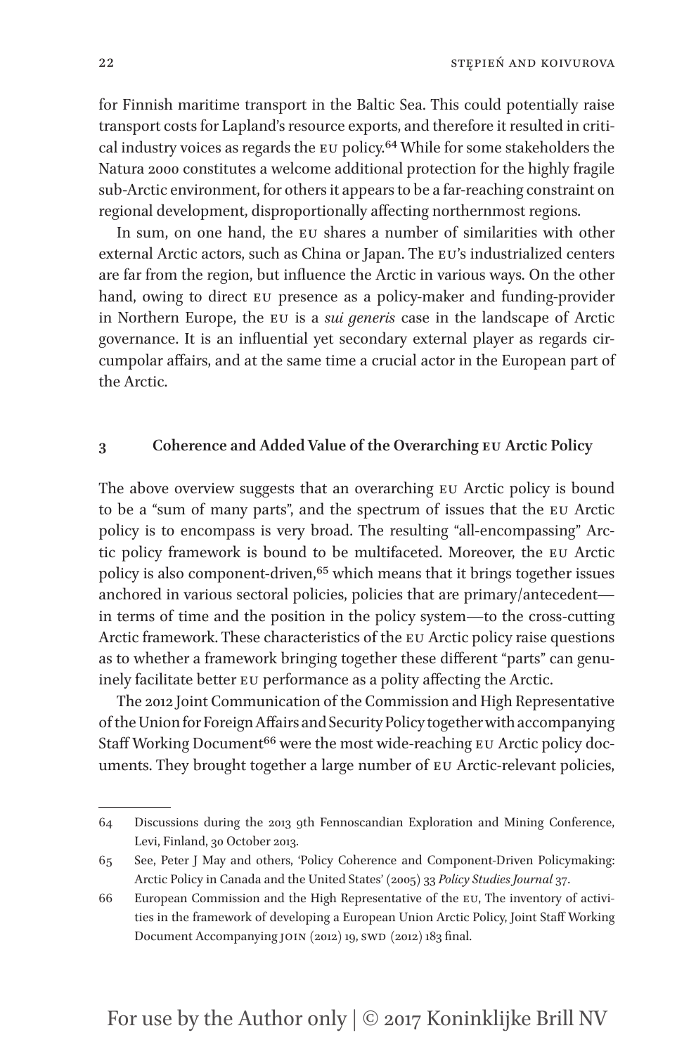for Finnish maritime transport in the Baltic Sea. This could potentially raise transport costs for Lapland's resource exports, and therefore it resulted in critical industry voices as regards the EU policy.[64] While for some stakeholders the Natura 2000 constitutes a welcome additional protection for the highly fragile sub-Arctic environment, for others it appears to be a far-reaching constraint on regional development, disproportionally affecting northernmost regions.

In sum, on one hand, the EU shares a number of similarities with other external Arctic actors, such as China or Japan. The EU's industrialized centers are far from the region, but influence the Arctic in various ways. On the other hand, owing to direct EU presence as a policy-maker and funding-provider in Northern Europe, the EU is a *sui generis* case in the landscape of Arctic governance. It is an influential yet secondary external player as regards circumpolar affairs, and at the same time a crucial actor in the European part of the Arctic.

## 3 Coherence and Added Value of the Overarching EU Arctic Policy

The above overview suggests that an overarching EU Arctic policy is bound to be a "sum of many parts", and the spectrum of issues that the EU Arctic policy is to encompass is very broad. The resulting "all-encompassing" Arctic policy framework is bound to be multifaceted. Moreover, the EU Arctic policy is also component-driven,[65] which means that it brings together issues anchored in various sectoral policies, policies that are primary/antecedent—in terms of time and the position in the policy system—to the cross-cutting Arctic framework. These characteristics of the EU Arctic policy raise questions as to whether a framework bringing together these different "parts" can genuinely facilitate better EU performance as a polity affecting the Arctic.

The 2012 Joint Communication of the Commission and High Representative of the Union for Foreign Affairs and Security Policy together with accompanying Staff Working Document[66] were the most wide-reaching EU Arctic policy documents. They brought together a large number of EU Arctic-relevant policies,

---

64 Discussions during the 2013 9th Fennoscandian Exploration and Mining Conference, Levi, Finland, 30 October 2013.

65 See, Peter J May and others, 'Policy Coherence and Component-Driven Policymaking: Arctic Policy in Canada and the United States' (2005) 33 *Policy Studies Journal* 37.

66 European Commission and the High Representative of the EU, The inventory of activities in the framework of developing a European Union Arctic Policy, Joint Staff Working Document Accompanying JOIN (2012) 19, SWD (2012) 183 final.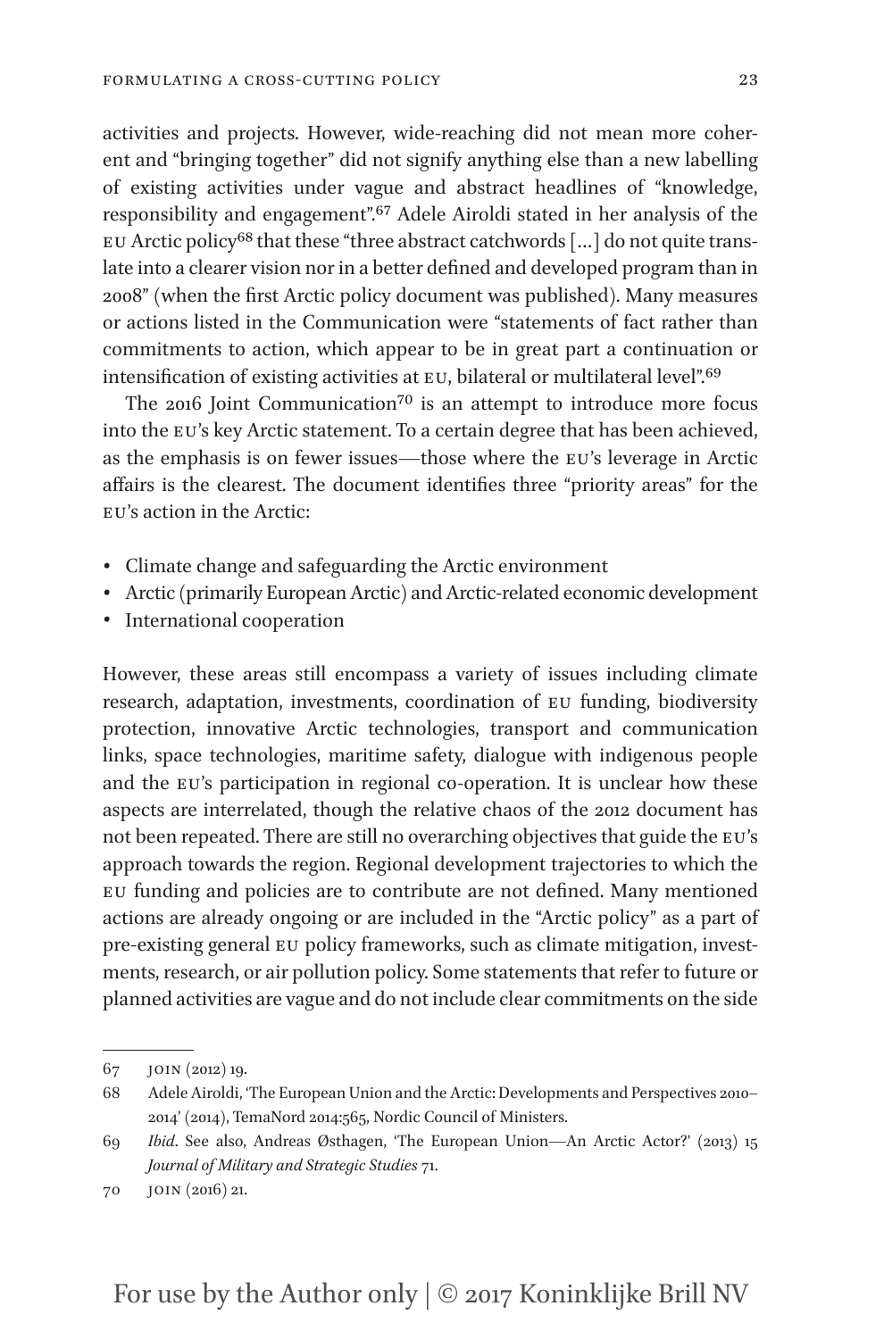activities and projects. However, wide-reaching did not mean more coherent and "bringing together" did not signify anything else than a new labelling of existing activities under vague and abstract headlines of "knowledge, responsibility and engagement".[67] Adele Airoldi stated in her analysis of the EU Arctic policy[68] that these "three abstract catchwords [...] do not quite translate into a clearer vision nor in a better defined and developed program than in 2008" (when the first Arctic policy document was published). Many measures or actions listed in the Communication were "statements of fact rather than commitments to action, which appear to be in great part a continuation or intensification of existing activities at EU, bilateral or multilateral level".[69]

The 2016 Joint Communication[70] is an attempt to introduce more focus into the EU's key Arctic statement. To a certain degree that has been achieved, as the emphasis is on fewer issues—those where the EU's leverage in Arctic affairs is the clearest. The document identifies three "priority areas" for the EU's action in the Arctic:

- Climate change and safeguarding the Arctic environment
- Arctic (primarily European Arctic) and Arctic-related economic development
- International cooperation

However, these areas still encompass a variety of issues including climate research, adaptation, investments, coordination of EU funding, biodiversity protection, innovative Arctic technologies, transport and communication links, space technologies, maritime safety, dialogue with indigenous people and the EU's participation in regional co-operation. It is unclear how these aspects are interrelated, though the relative chaos of the 2012 document has not been repeated. There are still no overarching objectives that guide the EU's approach towards the region. Regional development trajectories to which the EU funding and policies are to contribute are not defined. Many mentioned actions are already ongoing or are included in the "Arctic policy" as a part of pre-existing general EU policy frameworks, such as climate mitigation, investments, research, or air pollution policy. Some statements that refer to future or planned activities are vague and do not include clear commitments on the side

---

67 JOIN (2012) 19.

68 Adele Airoldi, 'The European Union and the Arctic: Developments and Perspectives 2010–2014' (2014), TemaNord 2014:565, Nordic Council of Ministers.

69 *Ibid*. See also, Andreas Østhagen, 'The European Union—An Arctic Actor?' (2013) 15 *Journal of Military and Strategic Studies* 71.

70 JOIN (2016) 21.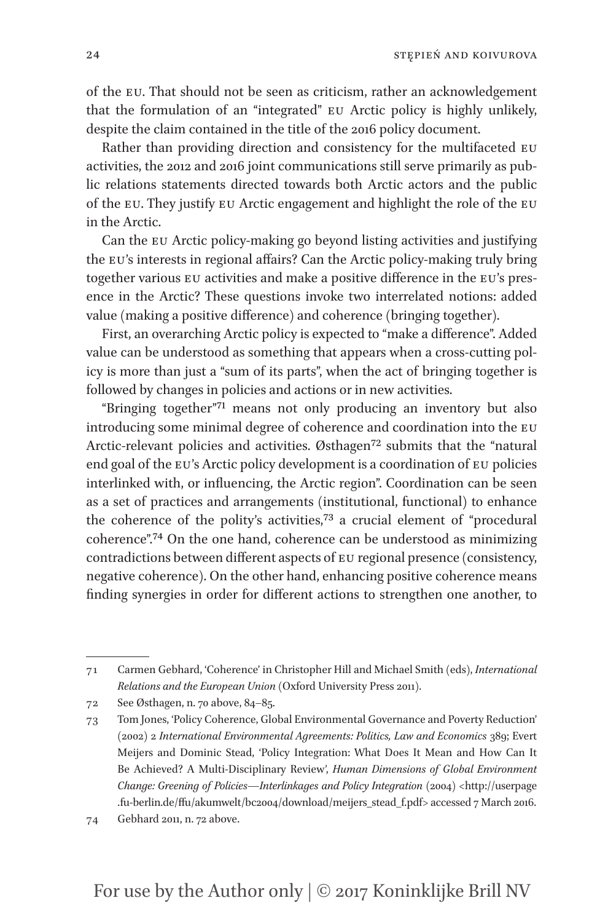of the EU. That should not be seen as criticism, rather an acknowledgement that the formulation of an "integrated" EU Arctic policy is highly unlikely, despite the claim contained in the title of the 2016 policy document.

Rather than providing direction and consistency for the multifaceted EU activities, the 2012 and 2016 joint communications still serve primarily as public relations statements directed towards both Arctic actors and the public of the EU. They justify EU Arctic engagement and highlight the role of the EU in the Arctic.

Can the EU Arctic policy-making go beyond listing activities and justifying the EU's interests in regional affairs? Can the Arctic policy-making truly bring together various EU activities and make a positive difference in the EU's presence in the Arctic? These questions invoke two interrelated notions: added value (making a positive difference) and coherence (bringing together).

First, an overarching Arctic policy is expected to "make a difference". Added value can be understood as something that appears when a cross-cutting policy is more than just a "sum of its parts", when the act of bringing together is followed by changes in policies and actions or in new activities.

"Bringing together"[71] means not only producing an inventory but also introducing some minimal degree of coherence and coordination into the EU Arctic-relevant policies and activities. Østhagen[72] submits that the "natural end goal of the EU's Arctic policy development is a coordination of EU policies interlinked with, or influencing, the Arctic region". Coordination can be seen as a set of practices and arrangements (institutional, functional) to enhance the coherence of the polity's activities,[73] a crucial element of "procedural coherence".[74] On the one hand, coherence can be understood as minimizing contradictions between different aspects of EU regional presence (consistency, negative coherence). On the other hand, enhancing positive coherence means finding synergies in order for different actions to strengthen one another, to

---

71 Carmen Gebhard, 'Coherence' in Christopher Hill and Michael Smith (eds), *International Relations and the European Union* (Oxford University Press 2011).

72 See Østhagen, n. 70 above, 84–85.

73 Tom Jones, 'Policy Coherence, Global Environmental Governance and Poverty Reduction' (2002) 2 *International Environmental Agreements: Politics, Law and Economics* 389; Evert Meijers and Dominic Stead, 'Policy Integration: What Does It Mean and How Can It Be Achieved? A Multi-Disciplinary Review', *Human Dimensions of Global Environment Change: Greening of Policies—Interlinkages and Policy Integration* (2004) <http://userpage.fu-berlin.de/ffu/akumwelt/bc2004/download/meijers_stead_f.pdf> accessed 7 March 2016.

74 Gebhard 2011, n. 72 above.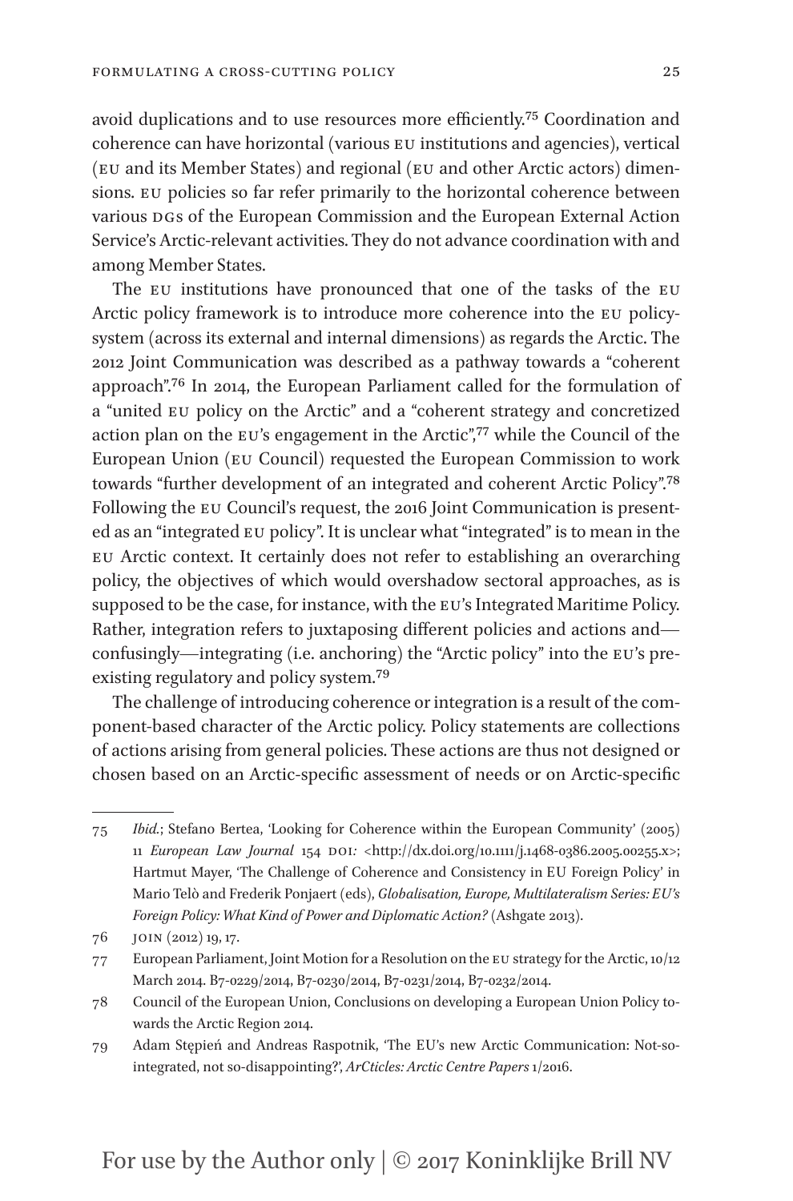avoid duplications and to use resources more efficiently.[75] Coordination and coherence can have horizontal (various EU institutions and agencies), vertical (EU and its Member States) and regional (EU and other Arctic actors) dimensions. EU policies so far refer primarily to the horizontal coherence between various DGs of the European Commission and the European External Action Service's Arctic-relevant activities. They do not advance coordination with and among Member States.

The EU institutions have pronounced that one of the tasks of the EU Arctic policy framework is to introduce more coherence into the EU policy-system (across its external and internal dimensions) as regards the Arctic. The 2012 Joint Communication was described as a pathway towards a "coherent approach".[76] In 2014, the European Parliament called for the formulation of a "united EU policy on the Arctic" and a "coherent strategy and concretized action plan on the EU's engagement in the Arctic",[77] while the Council of the European Union (EU Council) requested the European Commission to work towards "further development of an integrated and coherent Arctic Policy".[78] Following the EU Council's request, the 2016 Joint Communication is presented as an "integrated EU policy". It is unclear what "integrated" is to mean in the EU Arctic context. It certainly does not refer to establishing an overarching policy, the objectives of which would overshadow sectoral approaches, as is supposed to be the case, for instance, with the EU's Integrated Maritime Policy. Rather, integration refers to juxtaposing different policies and actions and—confusingly—integrating (i.e. anchoring) the "Arctic policy" into the EU's pre-existing regulatory and policy system.[79]

The challenge of introducing coherence or integration is a result of the component-based character of the Arctic policy. Policy statements are collections of actions arising from general policies. These actions are thus not designed or chosen based on an Arctic-specific assessment of needs or on Arctic-specific

---

75 *Ibid.*; Stefano Bertea, 'Looking for Coherence within the European Community' (2005) 11 *European Law Journal* 154 DOI: <http://dx.doi.org/10.1111/j.1468-0386.2005.00255.x>; Hartmut Mayer, 'The Challenge of Coherence and Consistency in EU Foreign Policy' in Mario Telò and Frederik Ponjaert (eds), *Globalisation, Europe, Multilateralism Series: EU's Foreign Policy: What Kind of Power and Diplomatic Action?* (Ashgate 2013).

76 JOIN (2012) 19, 17.

77 European Parliament, Joint Motion for a Resolution on the EU strategy for the Arctic, 10/12 March 2014. B7-0229/2014, B7-0230/2014, B7-0231/2014, B7-0232/2014.

78 Council of the European Union, Conclusions on developing a European Union Policy towards the Arctic Region 2014.

79 Adam Stępień and Andreas Raspotnik, 'The EU's new Arctic Communication: Not-so-integrated, not so-disappointing?', *ArCticles: Arctic Centre Papers* 1/2016.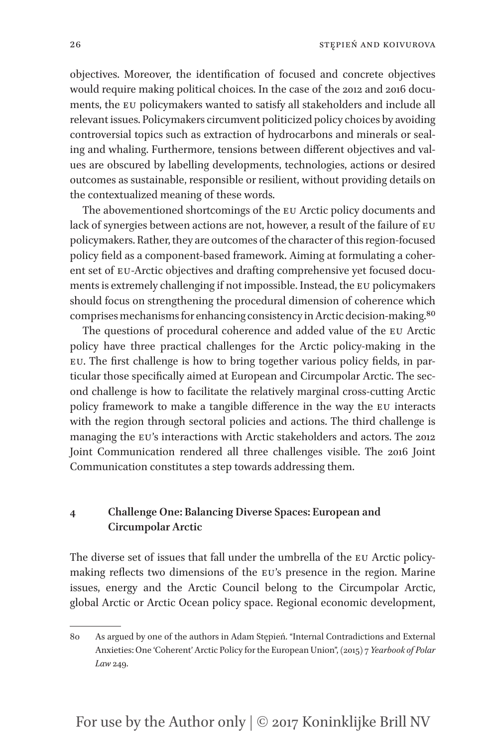objectives. Moreover, the identification of focused and concrete objectives would require making political choices. In the case of the 2012 and 2016 documents, the EU policymakers wanted to satisfy all stakeholders and include all relevant issues. Policymakers circumvent politicized policy choices by avoiding controversial topics such as extraction of hydrocarbons and minerals or sealing and whaling. Furthermore, tensions between different objectives and values are obscured by labelling developments, technologies, actions or desired outcomes as sustainable, responsible or resilient, without providing details on the contextualized meaning of these words.

The abovementioned shortcomings of the EU Arctic policy documents and lack of synergies between actions are not, however, a result of the failure of EU policymakers. Rather, they are outcomes of the character of this region-focused policy field as a component-based framework. Aiming at formulating a coherent set of EU-Arctic objectives and drafting comprehensive yet focused documents is extremely challenging if not impossible. Instead, the EU policymakers should focus on strengthening the procedural dimension of coherence which comprises mechanisms for enhancing consistency in Arctic decision-making.[80]

The questions of procedural coherence and added value of the EU Arctic policy have three practical challenges for the Arctic policy-making in the EU. The first challenge is how to bring together various policy fields, in particular those specifically aimed at European and Circumpolar Arctic. The second challenge is how to facilitate the relatively marginal cross-cutting Arctic policy framework to make a tangible difference in the way the EU interacts with the region through sectoral policies and actions. The third challenge is managing the EU's interactions with Arctic stakeholders and actors. The 2012 Joint Communication rendered all three challenges visible. The 2016 Joint Communication constitutes a step towards addressing them.

## 4 Challenge One: Balancing Diverse Spaces: European and Circumpolar Arctic

The diverse set of issues that fall under the umbrella of the EU Arctic policy-making reflects two dimensions of the EU's presence in the region. Marine issues, energy and the Arctic Council belong to the Circumpolar Arctic, global Arctic or Arctic Ocean policy space. Regional economic development,

---

80 As argued by one of the authors in Adam Stępień. "Internal Contradictions and External Anxieties: One 'Coherent' Arctic Policy for the European Union", (2015) 7 *Yearbook of Polar Law* 249.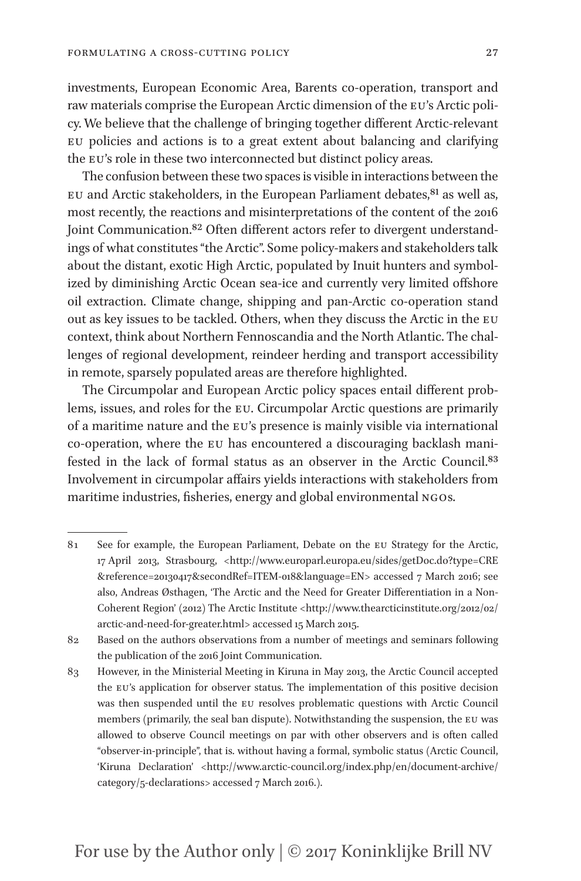investments, European Economic Area, Barents co-operation, transport and raw materials comprise the European Arctic dimension of the EU's Arctic policy. We believe that the challenge of bringing together different Arctic-relevant EU policies and actions is to a great extent about balancing and clarifying the EU's role in these two interconnected but distinct policy areas.

The confusion between these two spaces is visible in interactions between the EU and Arctic stakeholders, in the European Parliament debates,[81] as well as, most recently, the reactions and misinterpretations of the content of the 2016 Joint Communication.[82] Often different actors refer to divergent understandings of what constitutes "the Arctic". Some policy-makers and stakeholders talk about the distant, exotic High Arctic, populated by Inuit hunters and symbolized by diminishing Arctic Ocean sea-ice and currently very limited offshore oil extraction. Climate change, shipping and pan-Arctic co-operation stand out as key issues to be tackled. Others, when they discuss the Arctic in the EU context, think about Northern Fennoscandia and the North Atlantic. The challenges of regional development, reindeer herding and transport accessibility in remote, sparsely populated areas are therefore highlighted.

The Circumpolar and European Arctic policy spaces entail different problems, issues, and roles for the EU. Circumpolar Arctic questions are primarily of a maritime nature and the EU's presence is mainly visible via international co-operation, where the EU has encountered a discouraging backlash manifested in the lack of formal status as an observer in the Arctic Council.[83] Involvement in circumpolar affairs yields interactions with stakeholders from maritime industries, fisheries, energy and global environmental NGOs.

---

81 See for example, the European Parliament, Debate on the EU Strategy for the Arctic, 17 April 2013, Strasbourg, <http://www.europarl.europa.eu/sides/getDoc.do?type=CRE&reference=20130417&secondRef=ITEM-018&language=EN> accessed 7 March 2016; see also, Andreas Østhagen, 'The Arctic and the Need for Greater Differentiation in a Non-Coherent Region' (2012) The Arctic Institute <http://www.thearcticinstitute.org/2012/02/arctic-and-need-for-greater.html> accessed 15 March 2015.

82 Based on the authors observations from a number of meetings and seminars following the publication of the 2016 Joint Communication.

83 However, in the Ministerial Meeting in Kiruna in May 2013, the Arctic Council accepted the EU's application for observer status. The implementation of this positive decision was then suspended until the EU resolves problematic questions with Arctic Council members (primarily, the seal ban dispute). Notwithstanding the suspension, the EU was allowed to observe Council meetings on par with other observers and is often called "observer-in-principle", that is. without having a formal, symbolic status (Arctic Council, 'Kiruna Declaration' <http://www.arctic-council.org/index.php/en/document-archive/category/5-declarations> accessed 7 March 2016.).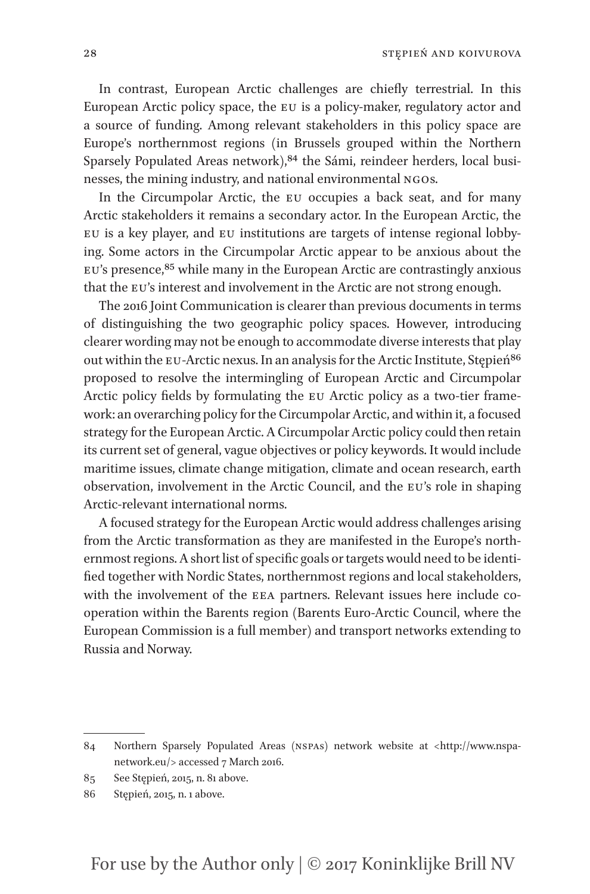In contrast, European Arctic challenges are chiefly terrestrial. In this European Arctic policy space, the EU is a policy-maker, regulatory actor and a source of funding. Among relevant stakeholders in this policy space are Europe's northernmost regions (in Brussels grouped within the Northern Sparsely Populated Areas network),[84] the Sámi, reindeer herders, local businesses, the mining industry, and national environmental NGOs.

In the Circumpolar Arctic, the EU occupies a back seat, and for many Arctic stakeholders it remains a secondary actor. In the European Arctic, the EU is a key player, and EU institutions are targets of intense regional lobbying. Some actors in the Circumpolar Arctic appear to be anxious about the EU's presence,[85] while many in the European Arctic are contrastingly anxious that the EU's interest and involvement in the Arctic are not strong enough.

The 2016 Joint Communication is clearer than previous documents in terms of distinguishing the two geographic policy spaces. However, introducing clearer wording may not be enough to accommodate diverse interests that play out within the EU-Arctic nexus. In an analysis for the Arctic Institute, Stępień[86] proposed to resolve the intermingling of European Arctic and Circumpolar Arctic policy fields by formulating the EU Arctic policy as a two-tier framework: an overarching policy for the Circumpolar Arctic, and within it, a focused strategy for the European Arctic. A Circumpolar Arctic policy could then retain its current set of general, vague objectives or policy keywords. It would include maritime issues, climate change mitigation, climate and ocean research, earth observation, involvement in the Arctic Council, and the EU's role in shaping Arctic-relevant international norms.

A focused strategy for the European Arctic would address challenges arising from the Arctic transformation as they are manifested in the Europe's northernmost regions. A short list of specific goals or targets would need to be identified together with Nordic States, northernmost regions and local stakeholders, with the involvement of the EEA partners. Relevant issues here include cooperation within the Barents region (Barents Euro-Arctic Council, where the European Commission is a full member) and transport networks extending to Russia and Norway.

---

84 Northern Sparsely Populated Areas (NSPAs) network website at <http://www.nspa-network.eu/> accessed 7 March 2016.

85 See Stępień, 2015, n. 81 above.

86 Stępień, 2015, n. 1 above.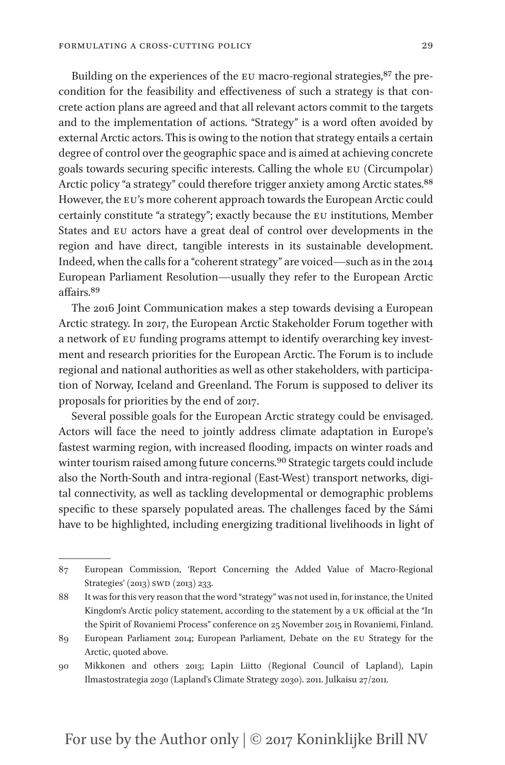Building on the experiences of the EU macro-regional strategies,[87] the precondition for the feasibility and effectiveness of such a strategy is that concrete action plans are agreed and that all relevant actors commit to the targets and to the implementation of actions. "Strategy" is a word often avoided by external Arctic actors. This is owing to the notion that strategy entails a certain degree of control over the geographic space and is aimed at achieving concrete goals towards securing specific interests. Calling the whole EU (Circumpolar) Arctic policy "a strategy" could therefore trigger anxiety among Arctic states.[88] However, the EU's more coherent approach towards the European Arctic could certainly constitute "a strategy"; exactly because the EU institutions, Member States and EU actors have a great deal of control over developments in the region and have direct, tangible interests in its sustainable development. Indeed, when the calls for a "coherent strategy" are voiced—such as in the 2014 European Parliament Resolution—usually they refer to the European Arctic affairs.[89]

The 2016 Joint Communication makes a step towards devising a European Arctic strategy. In 2017, the European Arctic Stakeholder Forum together with a network of EU funding programs attempt to identify overarching key investment and research priorities for the European Arctic. The Forum is to include regional and national authorities as well as other stakeholders, with participation of Norway, Iceland and Greenland. The Forum is supposed to deliver its proposals for priorities by the end of 2017.

Several possible goals for the European Arctic strategy could be envisaged. Actors will face the need to jointly address climate adaptation in Europe's fastest warming region, with increased flooding, impacts on winter roads and winter tourism raised among future concerns.[90] Strategic targets could include also the North-South and intra-regional (East-West) transport networks, digital connectivity, as well as tackling developmental or demographic problems specific to these sparsely populated areas. The challenges faced by the Sámi have to be highlighted, including energizing traditional livelihoods in light of

---

87 European Commission, 'Report Concerning the Added Value of Macro-Regional Strategies' (2013) SWD (2013) 233.

88 It was for this very reason that the word "strategy" was not used in, for instance, the United Kingdom's Arctic policy statement, according to the statement by a UK official at the "In the Spirit of Rovaniemi Process" conference on 25 November 2015 in Rovaniemi, Finland.

89 European Parliament 2014; European Parliament, Debate on the EU Strategy for the Arctic, quoted above.

90 Mikkonen and others 2013; Lapin Liitto (Regional Council of Lapland), Lapin Ilmastostrategia 2030 (Lapland's Climate Strategy 2030). 2011. Julkaisu 27/2011.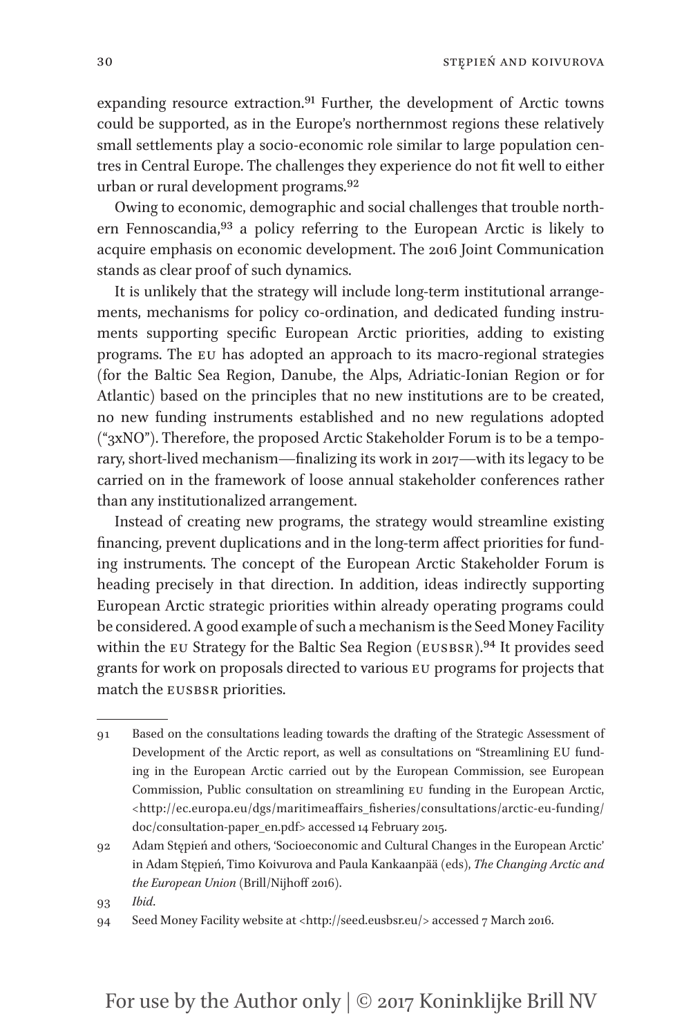expanding resource extraction.[91] Further, the development of Arctic towns could be supported, as in the Europe's northernmost regions these relatively small settlements play a socio-economic role similar to large population centres in Central Europe. The challenges they experience do not fit well to either urban or rural development programs.[92]

Owing to economic, demographic and social challenges that trouble northern Fennoscandia,[93] a policy referring to the European Arctic is likely to acquire emphasis on economic development. The 2016 Joint Communication stands as clear proof of such dynamics.

It is unlikely that the strategy will include long-term institutional arrangements, mechanisms for policy co-ordination, and dedicated funding instruments supporting specific European Arctic priorities, adding to existing programs. The EU has adopted an approach to its macro-regional strategies (for the Baltic Sea Region, Danube, the Alps, Adriatic-Ionian Region or for Atlantic) based on the principles that no new institutions are to be created, no new funding instruments established and no new regulations adopted ("3xNO"). Therefore, the proposed Arctic Stakeholder Forum is to be a temporary, short-lived mechanism—finalizing its work in 2017—with its legacy to be carried on in the framework of loose annual stakeholder conferences rather than any institutionalized arrangement.

Instead of creating new programs, the strategy would streamline existing financing, prevent duplications and in the long-term affect priorities for funding instruments. The concept of the European Arctic Stakeholder Forum is heading precisely in that direction. In addition, ideas indirectly supporting European Arctic strategic priorities within already operating programs could be considered. A good example of such a mechanism is the Seed Money Facility within the EU Strategy for the Baltic Sea Region (EUSBSR).[94] It provides seed grants for work on proposals directed to various EU programs for projects that match the EUSBSR priorities.

---

91 Based on the consultations leading towards the drafting of the Strategic Assessment of Development of the Arctic report, as well as consultations on "Streamlining EU funding in the European Arctic carried out by the European Commission, see European Commission, Public consultation on streamlining EU funding in the European Arctic, <http://ec.europa.eu/dgs/maritimeaffairs_fisheries/consultations/arctic-eu-funding/doc/consultation-paper_en.pdf> accessed 14 February 2015.

92 Adam Stępień and others, 'Socioeconomic and Cultural Changes in the European Arctic' in Adam Stępień, Timo Koivurova and Paula Kankaanpää (eds), *The Changing Arctic and the European Union* (Brill/Nijhoff 2016).

93 *Ibid*.

94 Seed Money Facility website at <http://seed.eusbsr.eu/> accessed 7 March 2016.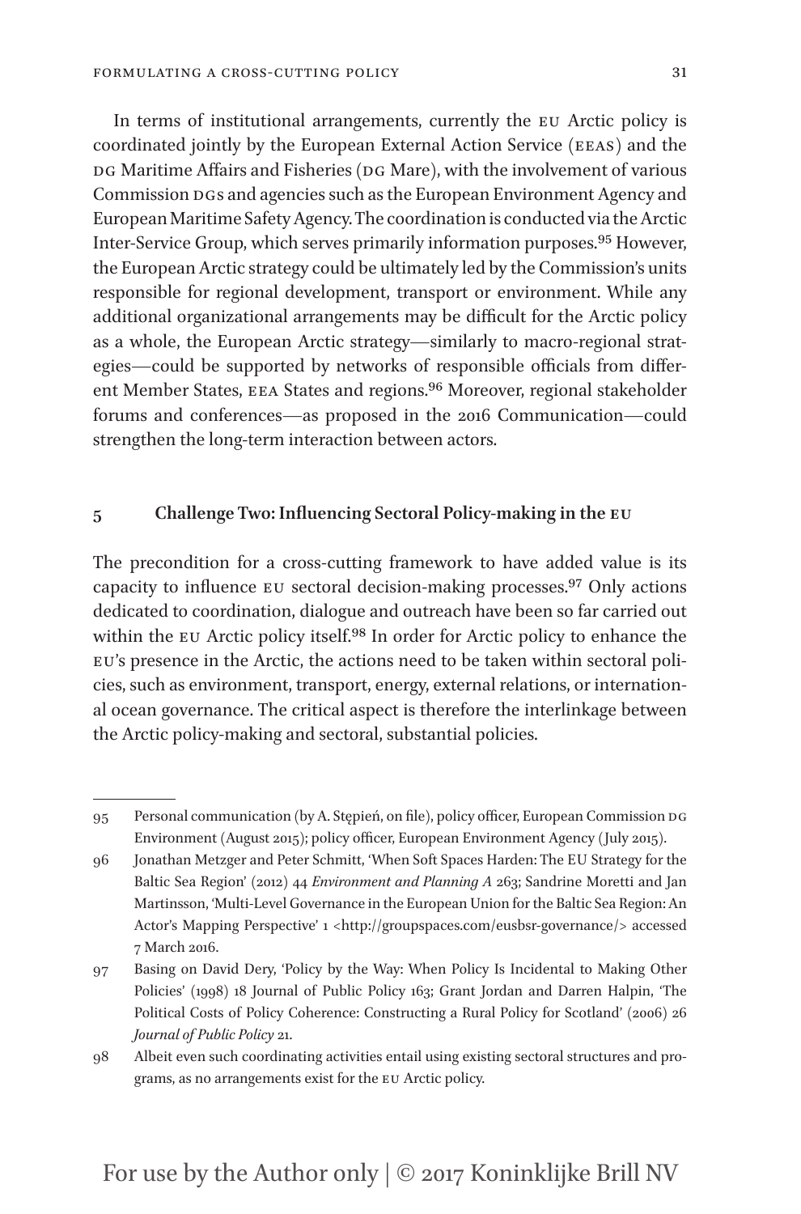In terms of institutional arrangements, currently the EU Arctic policy is coordinated jointly by the European External Action Service (EEAS) and the DG Maritime Affairs and Fisheries (DG Mare), with the involvement of various Commission DGs and agencies such as the European Environment Agency and European Maritime Safety Agency. The coordination is conducted via the Arctic Inter-Service Group, which serves primarily information purposes.[95] However, the European Arctic strategy could be ultimately led by the Commission's units responsible for regional development, transport or environment. While any additional organizational arrangements may be difficult for the Arctic policy as a whole, the European Arctic strategy—similarly to macro-regional strategies—could be supported by networks of responsible officials from different Member States, EEA States and regions.[96] Moreover, regional stakeholder forums and conferences—as proposed in the 2016 Communication—could strengthen the long-term interaction between actors.

## 5 Challenge Two: Influencing Sectoral Policy-making in the EU

The precondition for a cross-cutting framework to have added value is its capacity to influence EU sectoral decision-making processes.[97] Only actions dedicated to coordination, dialogue and outreach have been so far carried out within the EU Arctic policy itself.[98] In order for Arctic policy to enhance the EU's presence in the Arctic, the actions need to be taken within sectoral policies, such as environment, transport, energy, external relations, or international ocean governance. The critical aspect is therefore the interlinkage between the Arctic policy-making and sectoral, substantial policies.

---

95 Personal communication (by A. Stępień, on file), policy officer, European Commission DG Environment (August 2015); policy officer, European Environment Agency (July 2015).

96 Jonathan Metzger and Peter Schmitt, 'When Soft Spaces Harden: The EU Strategy for the Baltic Sea Region' (2012) 44 *Environment and Planning A* 263; Sandrine Moretti and Jan Martinsson, 'Multi-Level Governance in the European Union for the Baltic Sea Region: An Actor's Mapping Perspective' 1 <http://groupspaces.com/eusbsr-governance/> accessed 7 March 2016.

97 Basing on David Dery, 'Policy by the Way: When Policy Is Incidental to Making Other Policies' (1998) 18 Journal of Public Policy 163; Grant Jordan and Darren Halpin, 'The Political Costs of Policy Coherence: Constructing a Rural Policy for Scotland' (2006) 26 *Journal of Public Policy* 21.

98 Albeit even such coordinating activities entail using existing sectoral structures and programs, as no arrangements exist for the EU Arctic policy.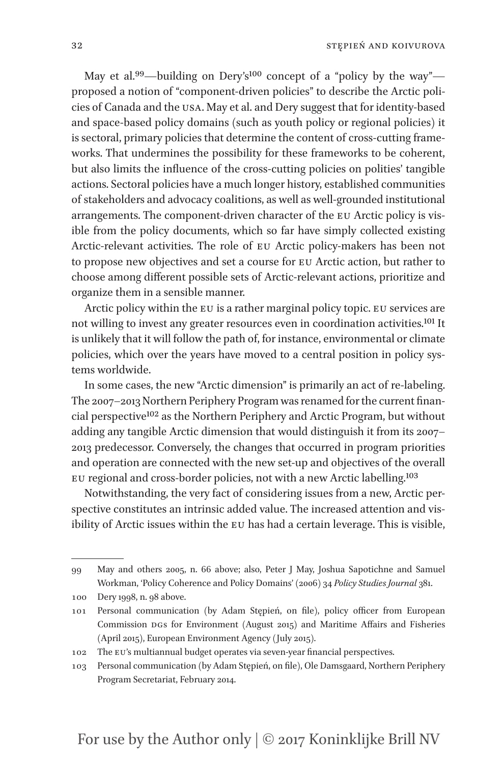May et al.[99]—building on Dery's[100] concept of a "policy by the way"—proposed a notion of "component-driven policies" to describe the Arctic policies of Canada and the USA. May et al. and Dery suggest that for identity-based and space-based policy domains (such as youth policy or regional policies) it is sectoral, primary policies that determine the content of cross-cutting frameworks. That undermines the possibility for these frameworks to be coherent, but also limits the influence of the cross-cutting policies on polities' tangible actions. Sectoral policies have a much longer history, established communities of stakeholders and advocacy coalitions, as well as well-grounded institutional arrangements. The component-driven character of the EU Arctic policy is visible from the policy documents, which so far have simply collected existing Arctic-relevant activities. The role of EU Arctic policy-makers has been not to propose new objectives and set a course for EU Arctic action, but rather to choose among different possible sets of Arctic-relevant actions, prioritize and organize them in a sensible manner.

Arctic policy within the EU is a rather marginal policy topic. EU services are not willing to invest any greater resources even in coordination activities.[101] It is unlikely that it will follow the path of, for instance, environmental or climate policies, which over the years have moved to a central position in policy systems worldwide.

In some cases, the new "Arctic dimension" is primarily an act of re-labeling. The 2007–2013 Northern Periphery Program was renamed for the current financial perspective[102] as the Northern Periphery and Arctic Program, but without adding any tangible Arctic dimension that would distinguish it from its 2007–2013 predecessor. Conversely, the changes that occurred in program priorities and operation are connected with the new set-up and objectives of the overall EU regional and cross-border policies, not with a new Arctic labelling.[103]

Notwithstanding, the very fact of considering issues from a new, Arctic perspective constitutes an intrinsic added value. The increased attention and visibility of Arctic issues within the EU has had a certain leverage. This is visible,

---

99 May and others 2005, n. 66 above; also, Peter J May, Joshua Sapotichne and Samuel Workman, 'Policy Coherence and Policy Domains' (2006) 34 *Policy Studies Journal* 381.

100 Dery 1998, n. 98 above.

101 Personal communication (by Adam Stępień, on file), policy officer from European Commission DGs for Environment (August 2015) and Maritime Affairs and Fisheries (April 2015), European Environment Agency (July 2015).

102 The EU's multiannual budget operates via seven-year financial perspectives.

103 Personal communication (by Adam Stępień, on file), Ole Damsgaard, Northern Periphery Program Secretariat, February 2014.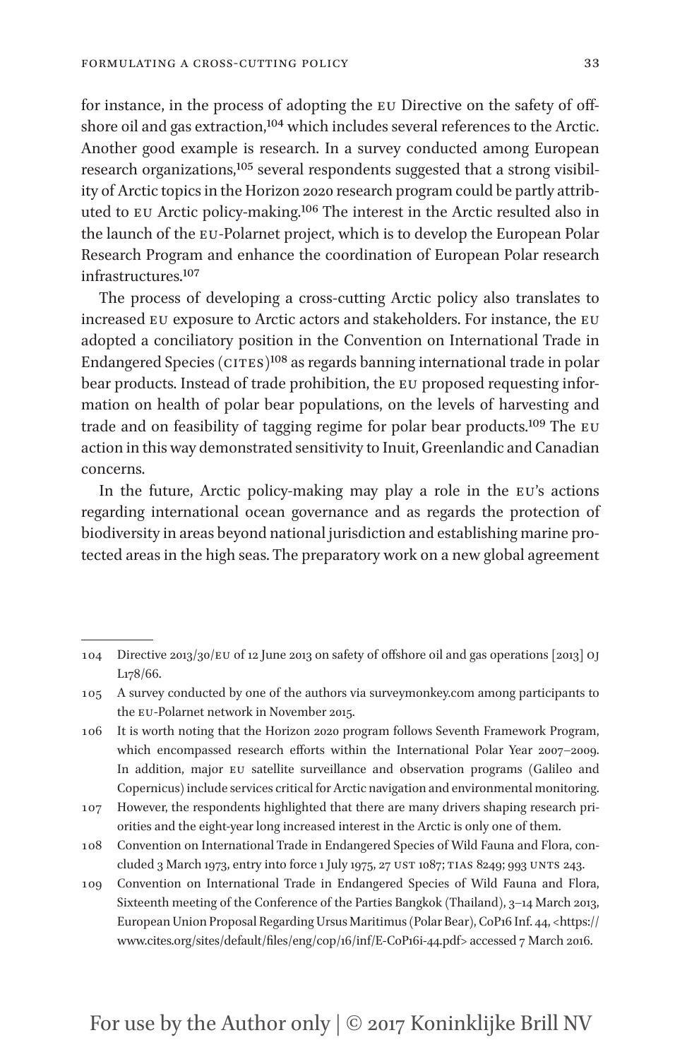for instance, in the process of adopting the EU Directive on the safety of offshore oil and gas extraction,[104] which includes several references to the Arctic. Another good example is research. In a survey conducted among European research organizations,[105] several respondents suggested that a strong visibility of Arctic topics in the Horizon 2020 research program could be partly attributed to EU Arctic policy-making.[106] The interest in the Arctic resulted also in the launch of the EU-Polarnet project, which is to develop the European Polar Research Program and enhance the coordination of European Polar research infrastructures.[107]

The process of developing a cross-cutting Arctic policy also translates to increased EU exposure to Arctic actors and stakeholders. For instance, the EU adopted a conciliatory position in the Convention on International Trade in Endangered Species (CITES)[108] as regards banning international trade in polar bear products. Instead of trade prohibition, the EU proposed requesting information on health of polar bear populations, on the levels of harvesting and trade and on feasibility of tagging regime for polar bear products.[109] The EU action in this way demonstrated sensitivity to Inuit, Greenlandic and Canadian concerns.

In the future, Arctic policy-making may play a role in the EU's actions regarding international ocean governance and as regards the protection of biodiversity in areas beyond national jurisdiction and establishing marine protected areas in the high seas. The preparatory work on a new global agreement

---

104 Directive 2013/30/EU of 12 June 2013 on safety of offshore oil and gas operations [2013] OJ L178/66.

105 A survey conducted by one of the authors via surveymonkey.com among participants to the EU-Polarnet network in November 2015.

106 It is worth noting that the Horizon 2020 program follows Seventh Framework Program, which encompassed research efforts within the International Polar Year 2007–2009. In addition, major EU satellite surveillance and observation programs (Galileo and Copernicus) include services critical for Arctic navigation and environmental monitoring.

107 However, the respondents highlighted that there are many drivers shaping research priorities and the eight-year long increased interest in the Arctic is only one of them.

108 Convention on International Trade in Endangered Species of Wild Fauna and Flora, concluded 3 March 1973, entry into force 1 July 1975, 27 UST 1087; TIAS 8249; 993 UNTS 243.

109 Convention on International Trade in Endangered Species of Wild Fauna and Flora, Sixteenth meeting of the Conference of the Parties Bangkok (Thailand), 3–14 March 2013, European Union Proposal Regarding Ursus Maritimus (Polar Bear), CoP16 Inf. 44, <https://www.cites.org/sites/default/files/eng/cop/16/inf/E-CoP16i-44.pdf> accessed 7 March 2016.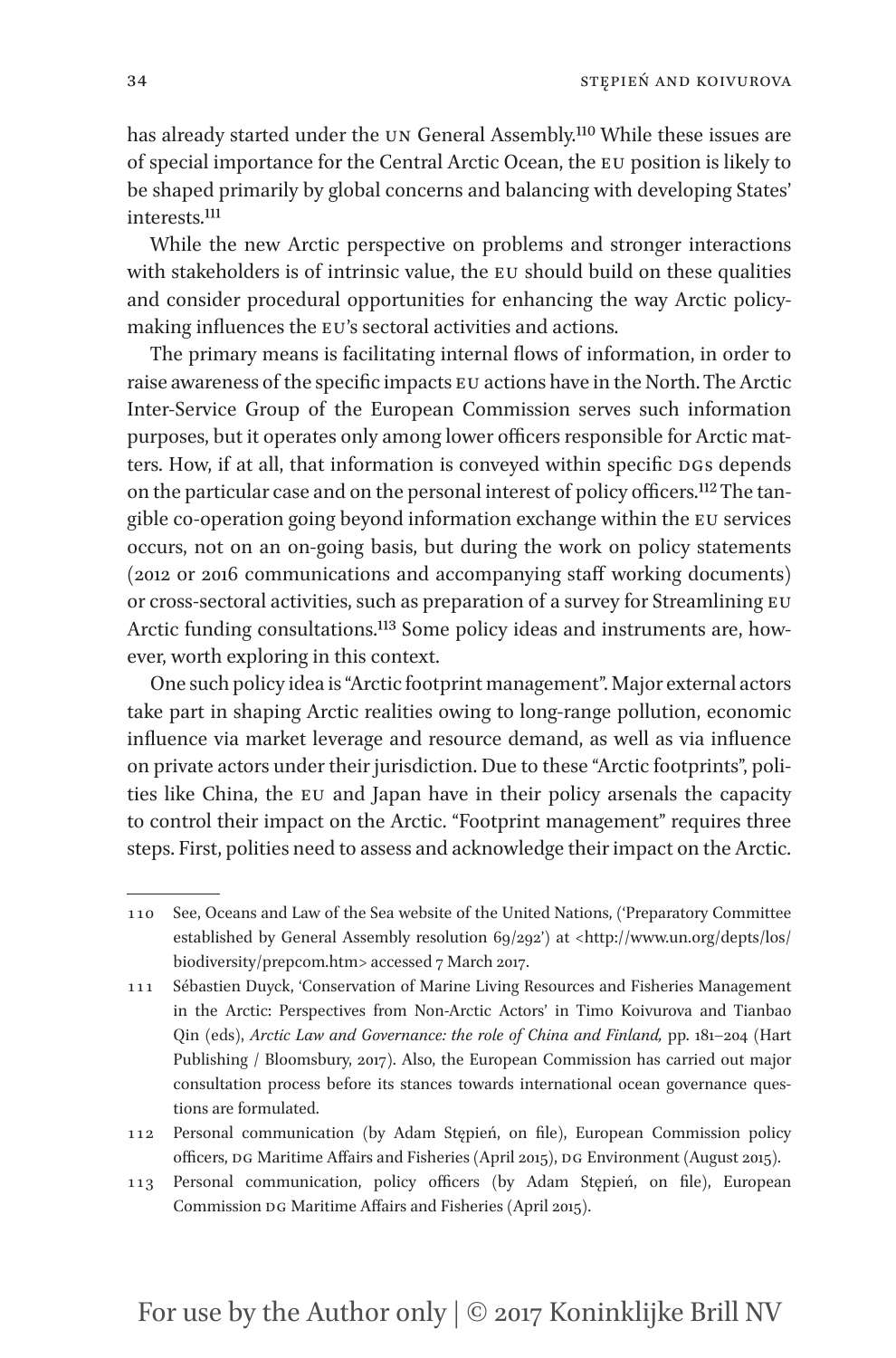has already started under the UN General Assembly.[110] While these issues are of special importance for the Central Arctic Ocean, the EU position is likely to be shaped primarily by global concerns and balancing with developing States' interests.[111]

While the new Arctic perspective on problems and stronger interactions with stakeholders is of intrinsic value, the EU should build on these qualities and consider procedural opportunities for enhancing the way Arctic policy-making influences the EU's sectoral activities and actions.

The primary means is facilitating internal flows of information, in order to raise awareness of the specific impacts EU actions have in the North. The Arctic Inter-Service Group of the European Commission serves such information purposes, but it operates only among lower officers responsible for Arctic matters. How, if at all, that information is conveyed within specific DGs depends on the particular case and on the personal interest of policy officers.[112] The tangible co-operation going beyond information exchange within the EU services occurs, not on an on-going basis, but during the work on policy statements (2012 or 2016 communications and accompanying staff working documents) or cross-sectoral activities, such as preparation of a survey for Streamlining EU Arctic funding consultations.[113] Some policy ideas and instruments are, however, worth exploring in this context.

One such policy idea is "Arctic footprint management". Major external actors take part in shaping Arctic realities owing to long-range pollution, economic influence via market leverage and resource demand, as well as via influence on private actors under their jurisdiction. Due to these "Arctic footprints", polities like China, the EU and Japan have in their policy arsenals the capacity to control their impact on the Arctic. "Footprint management" requires three steps. First, polities need to assess and acknowledge their impact on the Arctic.

---

110 See, Oceans and Law of the Sea website of the United Nations, ('Preparatory Committee established by General Assembly resolution 69/292') at <http://www.un.org/depts/los/biodiversity/prepcom.htm> accessed 7 March 2017.

111 Sébastien Duyck, 'Conservation of Marine Living Resources and Fisheries Management in the Arctic: Perspectives from Non-Arctic Actors' in Timo Koivurova and Tianbao Qin (eds), *Arctic Law and Governance: the role of China and Finland,* pp. 181–204 (Hart Publishing / Bloomsbury, 2017). Also, the European Commission has carried out major consultation process before its stances towards international ocean governance questions are formulated.

112 Personal communication (by Adam Stępień, on file), European Commission policy officers, DG Maritime Affairs and Fisheries (April 2015), DG Environment (August 2015).

113 Personal communication, policy officers (by Adam Stępień, on file), European Commission DG Maritime Affairs and Fisheries (April 2015).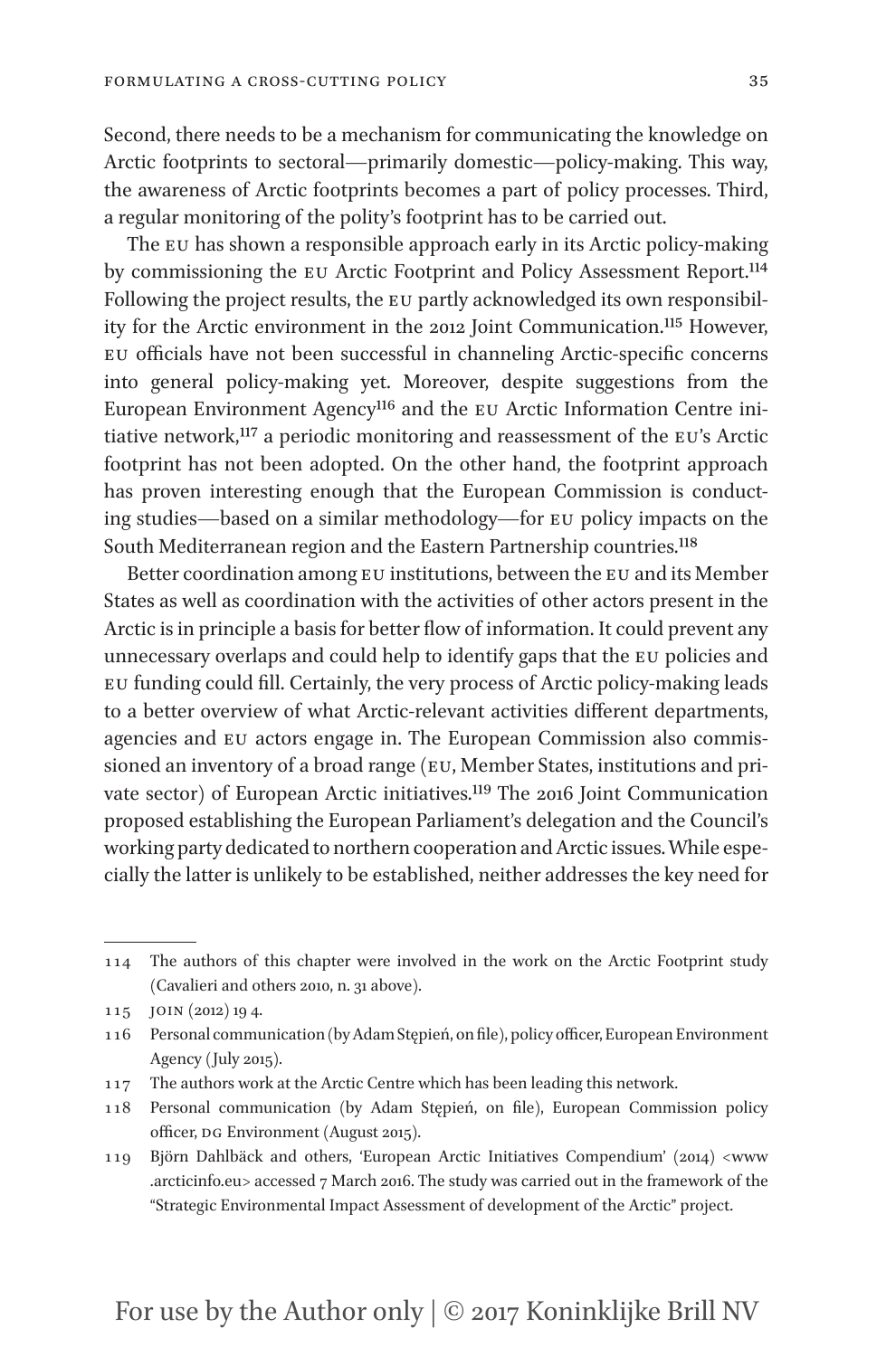Second, there needs to be a mechanism for communicating the knowledge on Arctic footprints to sectoral—primarily domestic—policy-making. This way, the awareness of Arctic footprints becomes a part of policy processes. Third, a regular monitoring of the polity's footprint has to be carried out.

The EU has shown a responsible approach early in its Arctic policy-making by commissioning the EU Arctic Footprint and Policy Assessment Report.[114] Following the project results, the EU partly acknowledged its own responsibility for the Arctic environment in the 2012 Joint Communication.[115] However, EU officials have not been successful in channeling Arctic-specific concerns into general policy-making yet. Moreover, despite suggestions from the European Environment Agency[116] and the EU Arctic Information Centre initiative network,[117] a periodic monitoring and reassessment of the EU's Arctic footprint has not been adopted. On the other hand, the footprint approach has proven interesting enough that the European Commission is conducting studies—based on a similar methodology—for EU policy impacts on the South Mediterranean region and the Eastern Partnership countries.[118]

Better coordination among EU institutions, between the EU and its Member States as well as coordination with the activities of other actors present in the Arctic is in principle a basis for better flow of information. It could prevent any unnecessary overlaps and could help to identify gaps that the EU policies and EU funding could fill. Certainly, the very process of Arctic policy-making leads to a better overview of what Arctic-relevant activities different departments, agencies and EU actors engage in. The European Commission also commissioned an inventory of a broad range (EU, Member States, institutions and private sector) of European Arctic initiatives.[119] The 2016 Joint Communication proposed establishing the European Parliament's delegation and the Council's working party dedicated to northern cooperation and Arctic issues. While especially the latter is unlikely to be established, neither addresses the key need for

---

114 The authors of this chapter were involved in the work on the Arctic Footprint study (Cavalieri and others 2010, n. 31 above).

115 JOIN (2012) 19 4.

116 Personal communication (by Adam Stępień, on file), policy officer, European Environment Agency (July 2015).

117 The authors work at the Arctic Centre which has been leading this network.

118 Personal communication (by Adam Stępień, on file), European Commission policy officer, DG Environment (August 2015).

119 Björn Dahlbäck and others, 'European Arctic Initiatives Compendium' (2014) <www.arcticinfo.eu> accessed 7 March 2016. The study was carried out in the framework of the "Strategic Environmental Impact Assessment of development of the Arctic" project.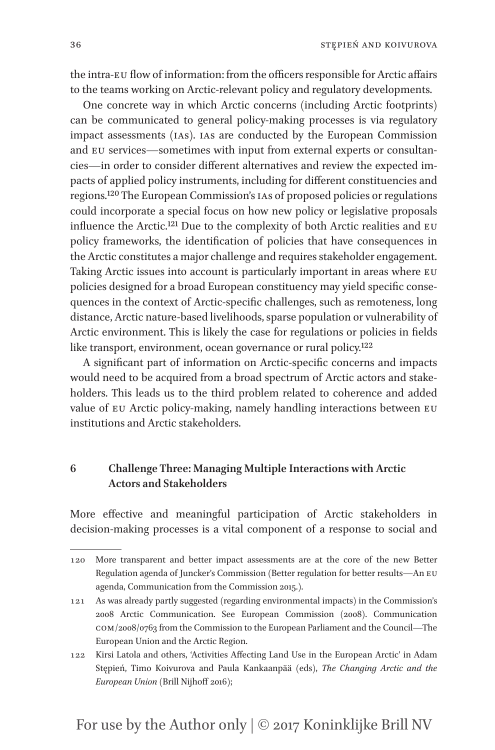the intra-EU flow of information: from the officers responsible for Arctic affairs to the teams working on Arctic-relevant policy and regulatory developments.

One concrete way in which Arctic concerns (including Arctic footprints) can be communicated to general policy-making processes is via regulatory impact assessments (IAs). IAs are conducted by the European Commission and EU services—sometimes with input from external experts or consultancies—in order to consider different alternatives and review the expected impacts of applied policy instruments, including for different constituencies and regions.[120] The European Commission's IAs of proposed policies or regulations could incorporate a special focus on how new policy or legislative proposals influence the Arctic.[121] Due to the complexity of both Arctic realities and EU policy frameworks, the identification of policies that have consequences in the Arctic constitutes a major challenge and requires stakeholder engagement. Taking Arctic issues into account is particularly important in areas where EU policies designed for a broad European constituency may yield specific consequences in the context of Arctic-specific challenges, such as remoteness, long distance, Arctic nature-based livelihoods, sparse population or vulnerability of Arctic environment. This is likely the case for regulations or policies in fields like transport, environment, ocean governance or rural policy.[122]

A significant part of information on Arctic-specific concerns and impacts would need to be acquired from a broad spectrum of Arctic actors and stakeholders. This leads us to the third problem related to coherence and added value of EU Arctic policy-making, namely handling interactions between EU institutions and Arctic stakeholders.

## 6 Challenge Three: Managing Multiple Interactions with Arctic Actors and Stakeholders

More effective and meaningful participation of Arctic stakeholders in decision-making processes is a vital component of a response to social and

---

120 More transparent and better impact assessments are at the core of the new Better Regulation agenda of Juncker's Commission (Better regulation for better results—An EU agenda, Communication from the Commission 2015.).

121 As was already partly suggested (regarding environmental impacts) in the Commission's 2008 Arctic Communication. See European Commission (2008). Communication COM/2008/0763 from the Commission to the European Parliament and the Council—The European Union and the Arctic Region.

122 Kirsi Latola and others, 'Activities Affecting Land Use in the European Arctic' in Adam Stępień, Timo Koivurova and Paula Kankaanpää (eds), *The Changing Arctic and the European Union* (Brill Nijhoff 2016);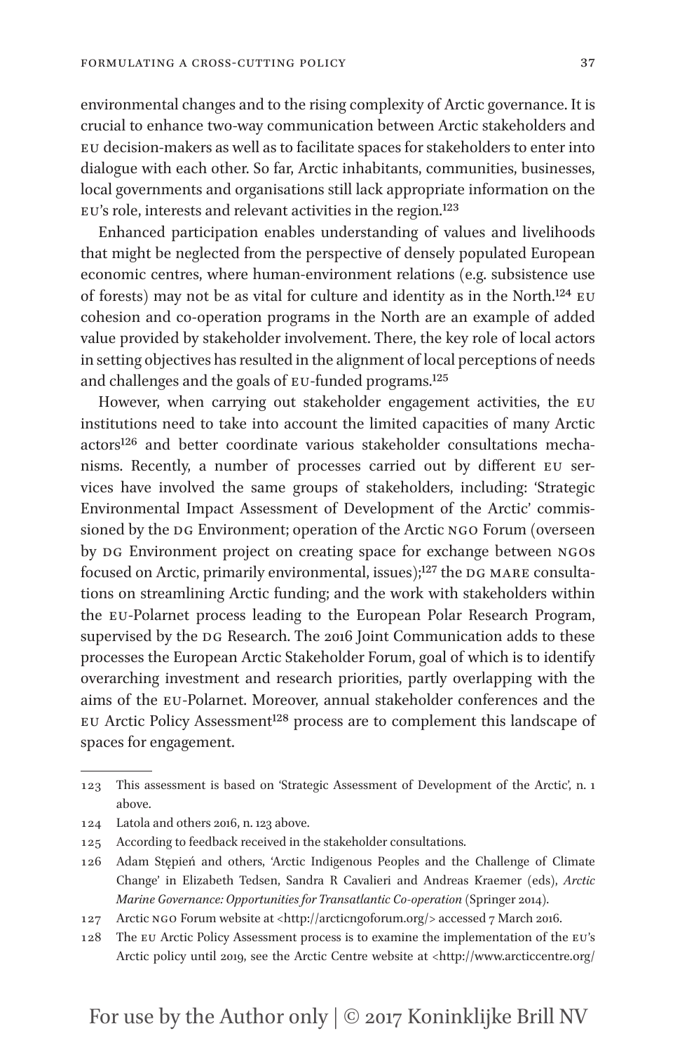environmental changes and to the rising complexity of Arctic governance. It is crucial to enhance two-way communication between Arctic stakeholders and EU decision-makers as well as to facilitate spaces for stakeholders to enter into dialogue with each other. So far, Arctic inhabitants, communities, businesses, local governments and organisations still lack appropriate information on the EU's role, interests and relevant activities in the region.[123]

Enhanced participation enables understanding of values and livelihoods that might be neglected from the perspective of densely populated European economic centres, where human-environment relations (e.g. subsistence use of forests) may not be as vital for culture and identity as in the North.[124] EU cohesion and co-operation programs in the North are an example of added value provided by stakeholder involvement. There, the key role of local actors in setting objectives has resulted in the alignment of local perceptions of needs and challenges and the goals of EU-funded programs.[125]

However, when carrying out stakeholder engagement activities, the EU institutions need to take into account the limited capacities of many Arctic actors[126] and better coordinate various stakeholder consultations mechanisms. Recently, a number of processes carried out by different EU services have involved the same groups of stakeholders, including: 'Strategic Environmental Impact Assessment of Development of the Arctic' commissioned by the DG Environment; operation of the Arctic NGO Forum (overseen by DG Environment project on creating space for exchange between NGOs focused on Arctic, primarily environmental, issues);[127] the DG MARE consultations on streamlining Arctic funding; and the work with stakeholders within the EU-Polarnet process leading to the European Polar Research Program, supervised by the DG Research. The 2016 Joint Communication adds to these processes the European Arctic Stakeholder Forum, goal of which is to identify overarching investment and research priorities, partly overlapping with the aims of the EU-Polarnet. Moreover, annual stakeholder conferences and the EU Arctic Policy Assessment[128] process are to complement this landscape of spaces for engagement.

---

123 This assessment is based on 'Strategic Assessment of Development of the Arctic', n. 1 above.

124 Latola and others 2016, n. 123 above.

125 According to feedback received in the stakeholder consultations.

126 Adam Stępień and others, 'Arctic Indigenous Peoples and the Challenge of Climate Change' in Elizabeth Tedsen, Sandra R Cavalieri and Andreas Kraemer (eds), *Arctic Marine Governance: Opportunities for Transatlantic Co-operation* (Springer 2014).

127 Arctic NGO Forum website at <http://arcticngoforum.org/> accessed 7 March 2016.

128 The EU Arctic Policy Assessment process is to examine the implementation of the EU's Arctic policy until 2019, see the Arctic Centre website at <http://www.arcticcentre.org/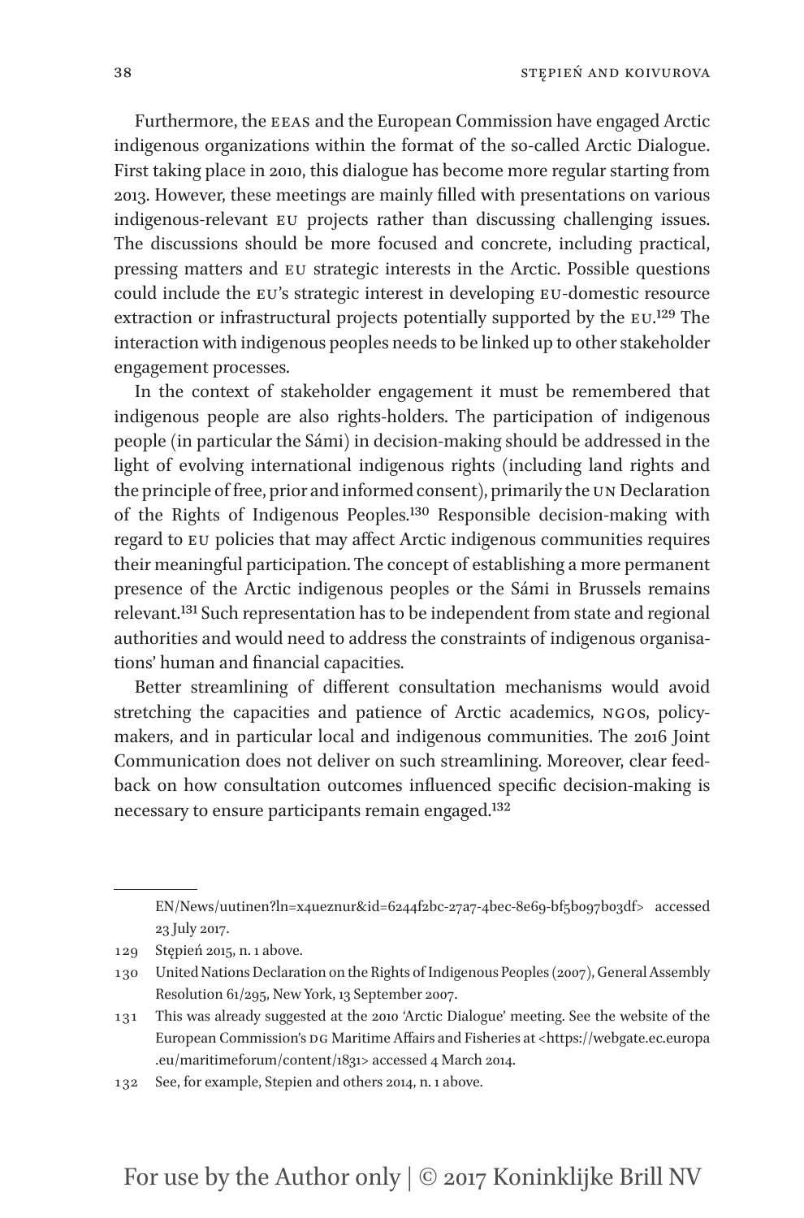Furthermore, the EEAS and the European Commission have engaged Arctic indigenous organizations within the format of the so-called Arctic Dialogue. First taking place in 2010, this dialogue has become more regular starting from 2013. However, these meetings are mainly filled with presentations on various indigenous-relevant EU projects rather than discussing challenging issues. The discussions should be more focused and concrete, including practical, pressing matters and EU strategic interests in the Arctic. Possible questions could include the EU's strategic interest in developing EU-domestic resource extraction or infrastructural projects potentially supported by the EU.[129] The interaction with indigenous peoples needs to be linked up to other stakeholder engagement processes.

In the context of stakeholder engagement it must be remembered that indigenous people are also rights-holders. The participation of indigenous people (in particular the Sámi) in decision-making should be addressed in the light of evolving international indigenous rights (including land rights and the principle of free, prior and informed consent), primarily the UN Declaration of the Rights of Indigenous Peoples.[130] Responsible decision-making with regard to EU policies that may affect Arctic indigenous communities requires their meaningful participation. The concept of establishing a more permanent presence of the Arctic indigenous peoples or the Sámi in Brussels remains relevant.[131] Such representation has to be independent from state and regional authorities and would need to address the constraints of indigenous organisations' human and financial capacities.

Better streamlining of different consultation mechanisms would avoid stretching the capacities and patience of Arctic academics, NGOs, policy-makers, and in particular local and indigenous communities. The 2016 Joint Communication does not deliver on such streamlining. Moreover, clear feedback on how consultation outcomes influenced specific decision-making is necessary to ensure participants remain engaged.[132]

---

EN/News/uutinen?ln=x4ueznur&id=6244f2bc-27a7-4bec-8e69-bf5b097b03df> accessed 23 July 2017.

129 Stępień 2015, n. 1 above.

130 United Nations Declaration on the Rights of Indigenous Peoples (2007), General Assembly Resolution 61/295, New York, 13 September 2007.

131 This was already suggested at the 2010 'Arctic Dialogue' meeting. See the website of the European Commission's DG Maritime Affairs and Fisheries at <https://webgate.ec.europa.eu/maritimeforum/content/1831> accessed 4 March 2014.

132 See, for example, Stepien and others 2014, n. 1 above.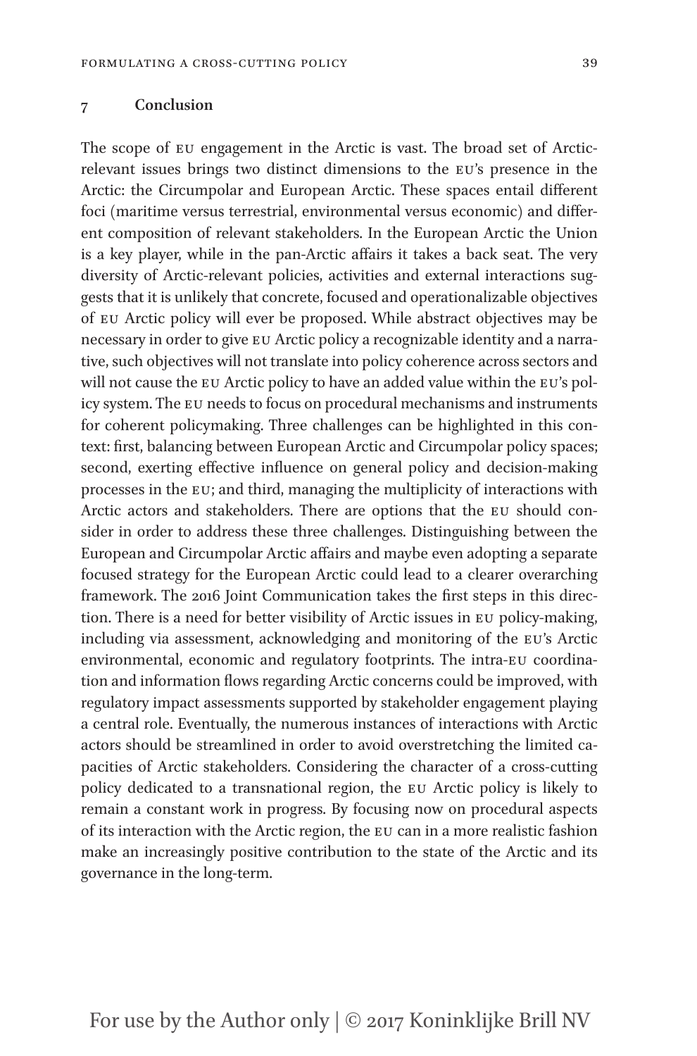## 7 Conclusion

The scope of EU engagement in the Arctic is vast. The broad set of Arctic-relevant issues brings two distinct dimensions to the EU's presence in the Arctic: the Circumpolar and European Arctic. These spaces entail different foci (maritime versus terrestrial, environmental versus economic) and different composition of relevant stakeholders. In the European Arctic the Union is a key player, while in the pan-Arctic affairs it takes a back seat. The very diversity of Arctic-relevant policies, activities and external interactions suggests that it is unlikely that concrete, focused and operationalizable objectives of EU Arctic policy will ever be proposed. While abstract objectives may be necessary in order to give EU Arctic policy a recognizable identity and a narrative, such objectives will not translate into policy coherence across sectors and will not cause the EU Arctic policy to have an added value within the EU's policy system. The EU needs to focus on procedural mechanisms and instruments for coherent policymaking. Three challenges can be highlighted in this context: first, balancing between European Arctic and Circumpolar policy spaces; second, exerting effective influence on general policy and decision-making processes in the EU; and third, managing the multiplicity of interactions with Arctic actors and stakeholders. There are options that the EU should consider in order to address these three challenges. Distinguishing between the European and Circumpolar Arctic affairs and maybe even adopting a separate focused strategy for the European Arctic could lead to a clearer overarching framework. The 2016 Joint Communication takes the first steps in this direction. There is a need for better visibility of Arctic issues in EU policy-making, including via assessment, acknowledging and monitoring of the EU's Arctic environmental, economic and regulatory footprints. The intra-EU coordination and information flows regarding Arctic concerns could be improved, with regulatory impact assessments supported by stakeholder engagement playing a central role. Eventually, the numerous instances of interactions with Arctic actors should be streamlined in order to avoid overstretching the limited capacities of Arctic stakeholders. Considering the character of a cross-cutting policy dedicated to a transnational region, the EU Arctic policy is likely to remain a constant work in progress. By focusing now on procedural aspects of its interaction with the Arctic region, the EU can in a more realistic fashion make an increasingly positive contribution to the state of the Arctic and its governance in the long-term.